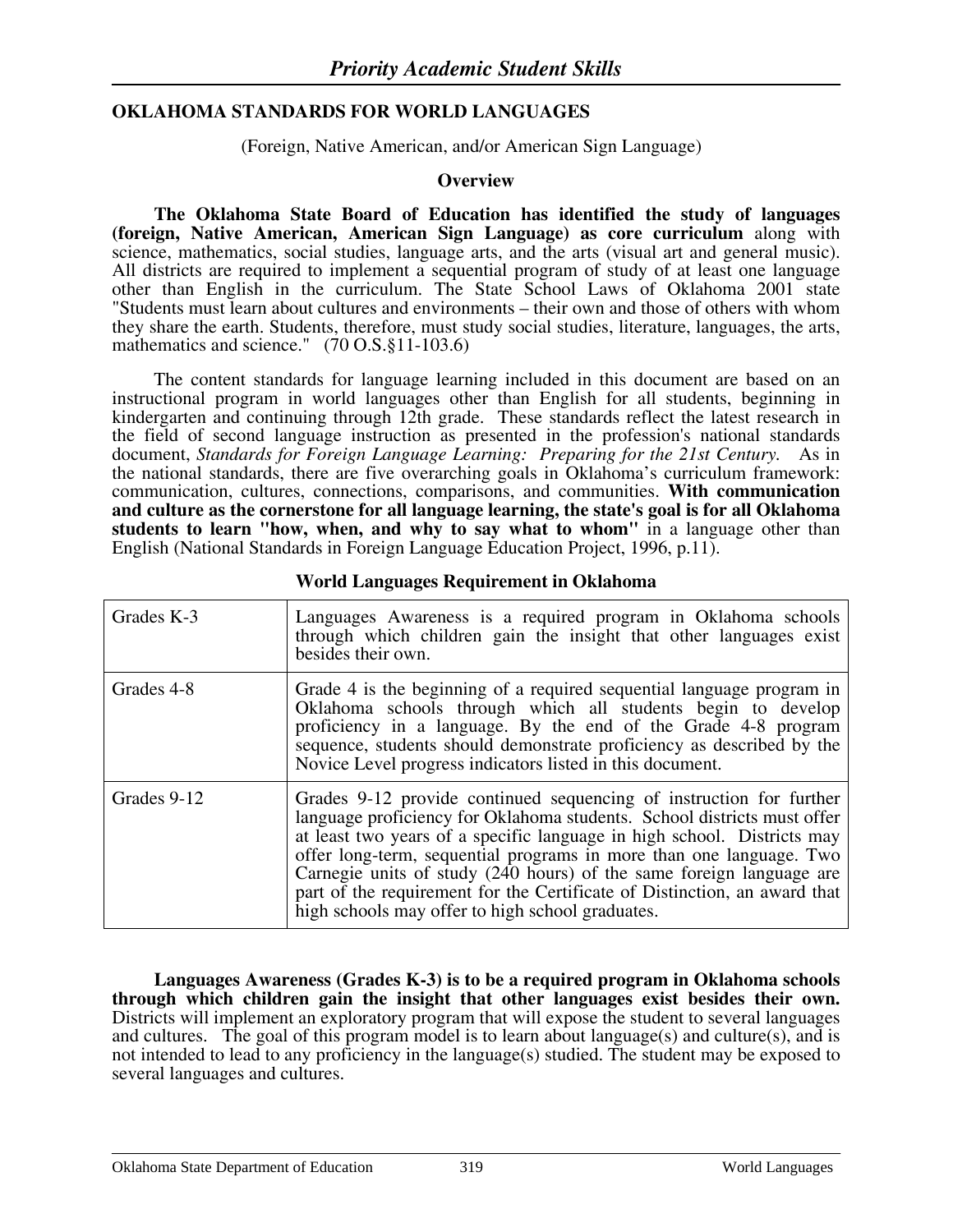## OKLAHOMA STANDARDS FOR WORLD LANGUAGES

(Foreign, Native American, and/or American Sign Language)

### Overview

**The Oklahoma State Board of Education has identified the study of languages (foreign, Native American, American Sign Language) as core curriculum** along with science, mathematics, social studies, language arts, and the arts (visual art and general music). All districts are required to implement a sequential program of study of at least one language other than English in the curriculum. The State School Laws of Oklahoma 2001 state "Students must learn about cultures and environments – their own and those of others with whom they share the earth. Students, therefore, must study social studies, literature, languages, the arts, mathematics and science." (70 O.S.§11-103.6)

The content standards for language learning included in this document are based on an instructional program in world languages other than English for all students, beginning in kindergarten and continuing through 12th grade. These standards reflect the latest research in the field of second language instruction as presented in the profession's national standards document, *Standards for Foreign Language Learning: Preparing for the 21st Century.* As in the national standards, there are five overarching goals in Oklahoma's curriculum framework: communication, cultures, connections, comparisons, and communities. **With communication and culture as the cornerstone for all language learning, the state's goal is for all Oklahoma students to learn "how, when, and why to say what to whom"** in a language other than English (National Standards in Foreign Language Education Project, 1996, p.11).

**World Languages Requirement in Oklahoma**

| | |
|---|---|
| Grades K-3 | Languages Awareness is a required program in Oklahoma schools through which children gain the insight that other languages exist besides their own. |
| Grades 4-8 | Grade 4 is the beginning of a required sequential language program in Oklahoma schools through which all students begin to develop proficiency in a language. By the end of the Grade 4-8 program sequence, students should demonstrate proficiency as described by the Novice Level progress indicators listed in this document. |
| Grades 9-12 | Grades 9-12 provide continued sequencing of instruction for further language proficiency for Oklahoma students. School districts must offer at least two years of a specific language in high school. Districts may offer long-term, sequential programs in more than one language. Two Carnegie units of study (240 hours) of the same foreign language are part of the requirement for the Certificate of Distinction, an award that high schools may offer to high school graduates. |

**Languages Awareness (Grades K-3) is to be a required program in Oklahoma schools through which children gain the insight that other languages exist besides their own.** Districts will implement an exploratory program that will expose the student to several languages and cultures. The goal of this program model is to learn about language(s) and culture(s), and is not intended to lead to any proficiency in the language(s) studied. The student may be exposed to several languages and cultures.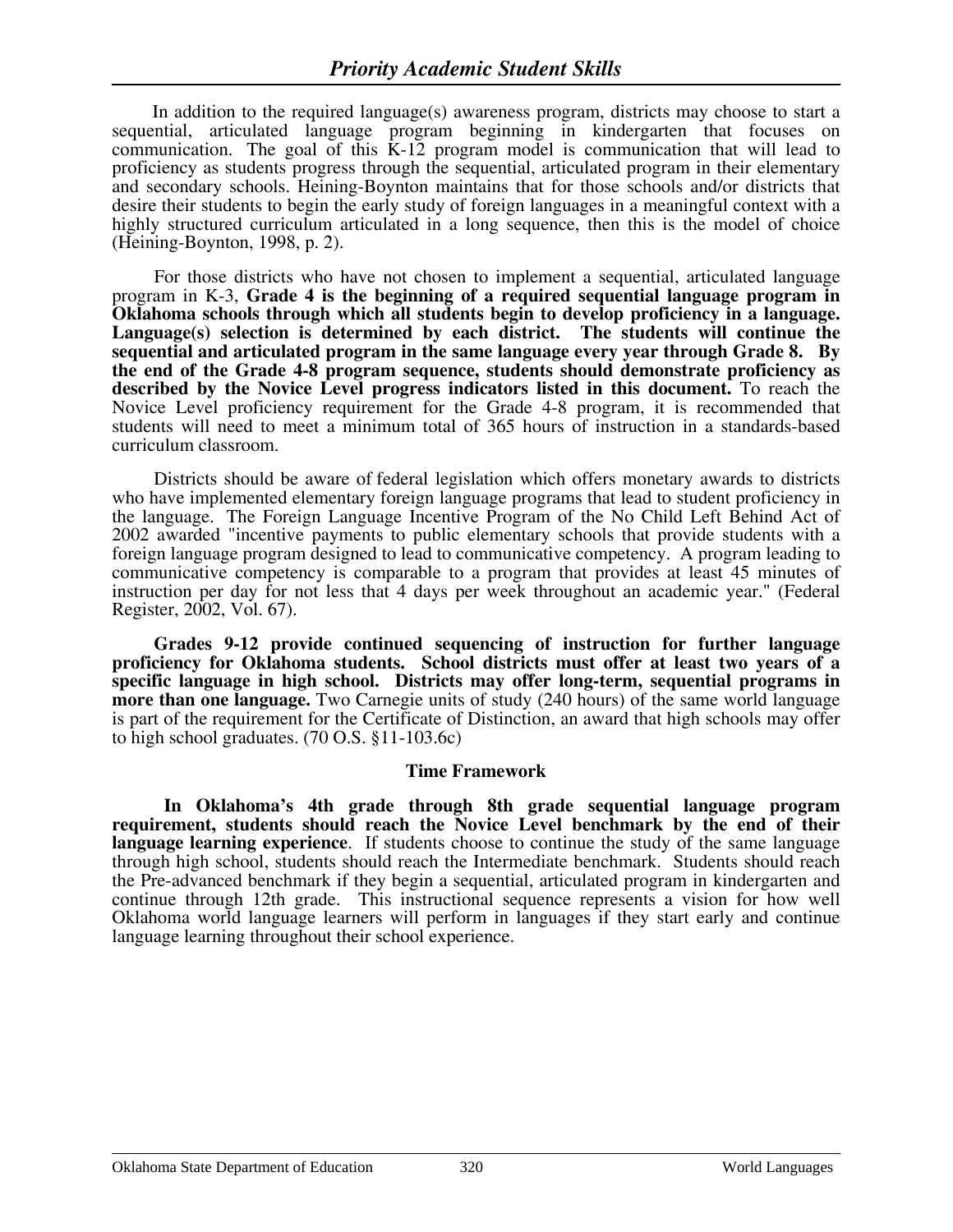In addition to the required language(s) awareness program, districts may choose to start a sequential, articulated language program beginning in kindergarten that focuses on communication. The goal of this K-12 program model is communication that will lead to proficiency as students progress through the sequential, articulated program in their elementary and secondary schools. Heining-Boynton maintains that for those schools and/or districts that desire their students to begin the early study of foreign languages in a meaningful context with a highly structured curriculum articulated in a long sequence, then this is the model of choice (Heining-Boynton, 1998, p. 2).

For those districts who have not chosen to implement a sequential, articulated language program in K-3, **Grade 4 is the beginning of a required sequential language program in Oklahoma schools through which all students begin to develop proficiency in a language. Language(s) selection is determined by each district. The students will continue the sequential and articulated program in the same language every year through Grade 8. By the end of the Grade 4-8 program sequence, students should demonstrate proficiency as described by the Novice Level progress indicators listed in this document.** To reach the Novice Level proficiency requirement for the Grade 4-8 program, it is recommended that students will need to meet a minimum total of 365 hours of instruction in a standards-based curriculum classroom.

Districts should be aware of federal legislation which offers monetary awards to districts who have implemented elementary foreign language programs that lead to student proficiency in the language. The Foreign Language Incentive Program of the No Child Left Behind Act of 2002 awarded "incentive payments to public elementary schools that provide students with a foreign language program designed to lead to communicative competency. A program leading to communicative competency is comparable to a program that provides at least 45 minutes of instruction per day for not less that 4 days per week throughout an academic year." (Federal Register, 2002, Vol. 67).

**Grades 9-12 provide continued sequencing of instruction for further language proficiency for Oklahoma students. School districts must offer at least two years of a specific language in high school. Districts may offer long-term, sequential programs in more than one language.** Two Carnegie units of study (240 hours) of the same world language is part of the requirement for the Certificate of Distinction, an award that high schools may offer to high school graduates. (70 O.S. §11-103.6c)

## Time Framework

**In Oklahoma's 4th grade through 8th grade sequential language program requirement, students should reach the Novice Level benchmark by the end of their language learning experience**. If students choose to continue the study of the same language through high school, students should reach the Intermediate benchmark. Students should reach the Pre-advanced benchmark if they begin a sequential, articulated program in kindergarten and continue through 12th grade. This instructional sequence represents a vision for how well Oklahoma world language learners will perform in languages if they start early and continue language learning throughout their school experience.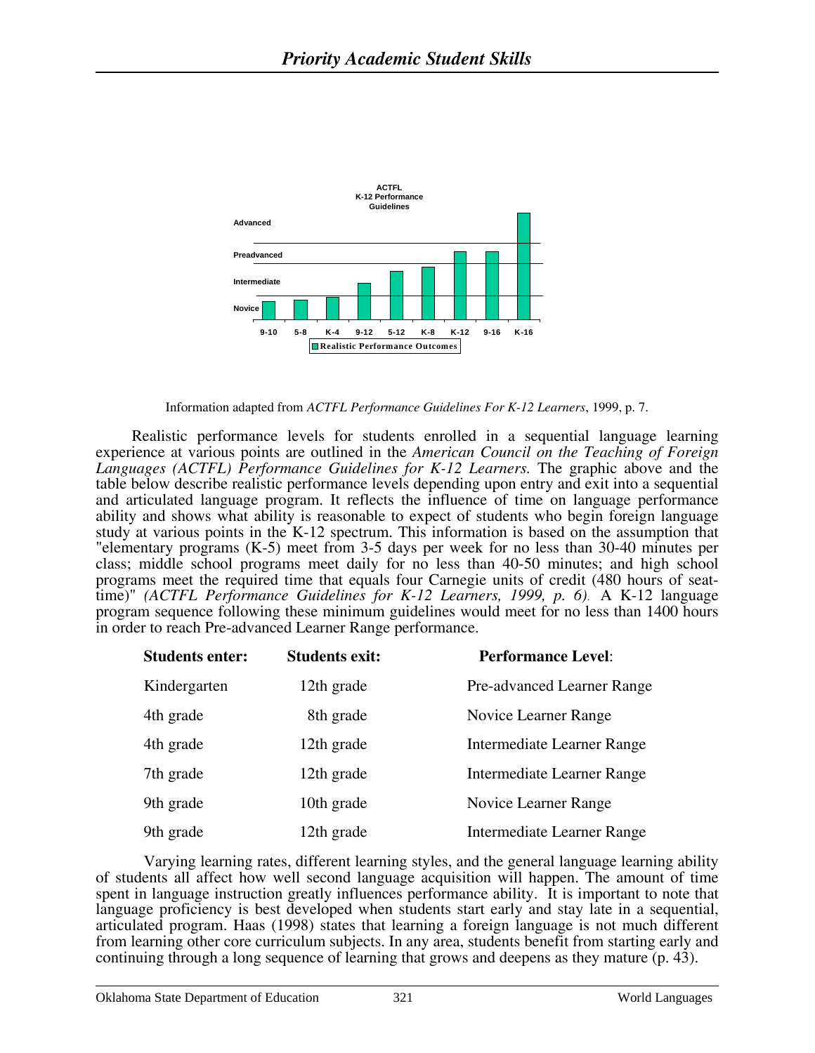ACTFL
K-12 Performance
Guidelines

| | 9-10 | 5-8 | K-4 | 9-12 | 5-12 | K-8 | K-12 | 9-16 | K-16 |
|---|---|---|---|---|---|---|---|---|---|

Advanced / Preadvanced / Intermediate / Novice

Realistic Performance Outcomes

Information adapted from *ACTFL Performance Guidelines For K-12 Learners*, 1999, p. 7.

Realistic performance levels for students enrolled in a sequential language learning experience at various points are outlined in the *American Council on the Teaching of Foreign Languages (ACTFL) Performance Guidelines for K-12 Learners.* The graphic above and the table below describe realistic performance levels depending upon entry and exit into a sequential and articulated language program. It reflects the influence of time on language performance ability and shows what ability is reasonable to expect of students who begin foreign language study at various points in the K-12 spectrum. This information is based on the assumption that "elementary programs (K-5) meet from 3-5 days per week for no less than 30-40 minutes per class; middle school programs meet daily for no less than 40-50 minutes; and high school programs meet the required time that equals four Carnegie units of credit (480 hours of seat-time)" *(ACTFL Performance Guidelines for K-12 Learners, 1999, p. 6).* A K-12 language program sequence following these minimum guidelines would meet for no less than 1400 hours in order to reach Pre-advanced Learner Range performance.

| **Students enter:** | **Students exit:** | **Performance Level**: |
|---|---|---|
| Kindergarten | 12th grade | Pre-advanced Learner Range |
| 4th grade | 8th grade | Novice Learner Range |
| 4th grade | 12th grade | Intermediate Learner Range |
| 7th grade | 12th grade | Intermediate Learner Range |
| 9th grade | 10th grade | Novice Learner Range |
| 9th grade | 12th grade | Intermediate Learner Range |

Varying learning rates, different learning styles, and the general language learning ability of students all affect how well second language acquisition will happen. The amount of time spent in language instruction greatly influences performance ability. It is important to note that language proficiency is best developed when students start early and stay late in a sequential, articulated program. Haas (1998) states that learning a foreign language is not much different from learning other core curriculum subjects. In any area, students benefit from starting early and continuing through a long sequence of learning that grows and deepens as they mature (p. 43).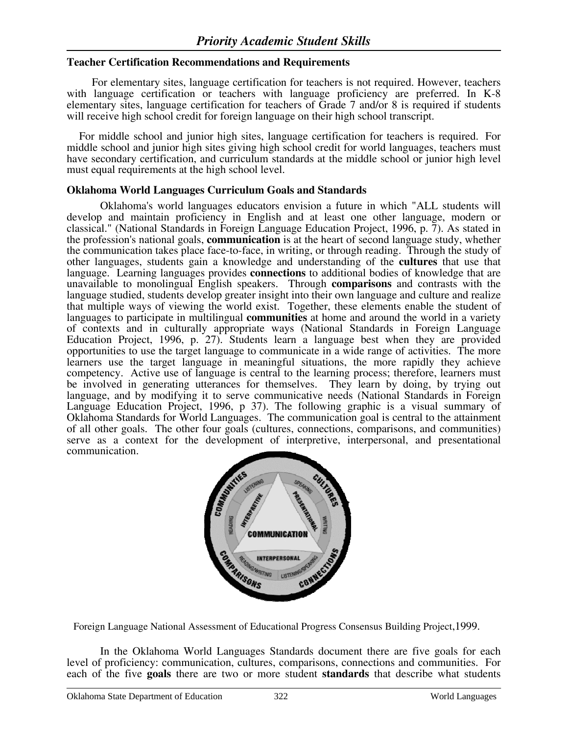### Teacher Certification Recommendations and Requirements

For elementary sites, language certification for teachers is not required. However, teachers with language certification or teachers with language proficiency are preferred. In K-8 elementary sites, language certification for teachers of Grade 7 and/or 8 is required if students will receive high school credit for foreign language on their high school transcript.

For middle school and junior high sites, language certification for teachers is required. For middle school and junior high sites giving high school credit for world languages, teachers must have secondary certification, and curriculum standards at the middle school or junior high level must equal requirements at the high school level.

### Oklahoma World Languages Curriculum Goals and Standards

Oklahoma's world languages educators envision a future in which "ALL students will develop and maintain proficiency in English and at least one other language, modern or classical." (National Standards in Foreign Language Education Project, 1996, p. 7). As stated in the profession's national goals, **communication** is at the heart of second language study, whether the communication takes place face-to-face, in writing, or through reading. Through the study of other languages, students gain a knowledge and understanding of the **cultures** that use that language. Learning languages provides **connections** to additional bodies of knowledge that are unavailable to monolingual English speakers. Through **comparisons** and contrasts with the language studied, students develop greater insight into their own language and culture and realize that multiple ways of viewing the world exist. Together, these elements enable the student of languages to participate in multilingual **communities** at home and around the world in a variety of contexts and in culturally appropriate ways (National Standards in Foreign Language Education Project, 1996, p. 27). Students learn a language best when they are provided opportunities to use the target language to communicate in a wide range of activities. The more learners use the target language in meaningful situations, the more rapidly they achieve competency. Active use of language is central to the learning process; therefore, learners must be involved in generating utterances for themselves. They learn by doing, by trying out language, and by modifying it to serve communicative needs (National Standards in Foreign Language Education Project, 1996, p 37). The following graphic is a visual summary of Oklahoma Standards for World Languages. The communication goal is central to the attainment of all other goals. The other four goals (cultures, connections, comparisons, and communities) serve as a context for the development of interpretive, interpersonal, and presentational communication.

Foreign Language National Assessment of Educational Progress Consensus Building Project,1999.

In the Oklahoma World Languages Standards document there are five goals for each level of proficiency: communication, cultures, comparisons, connections and communities. For each of the five **goals** there are two or more student **standards** that describe what students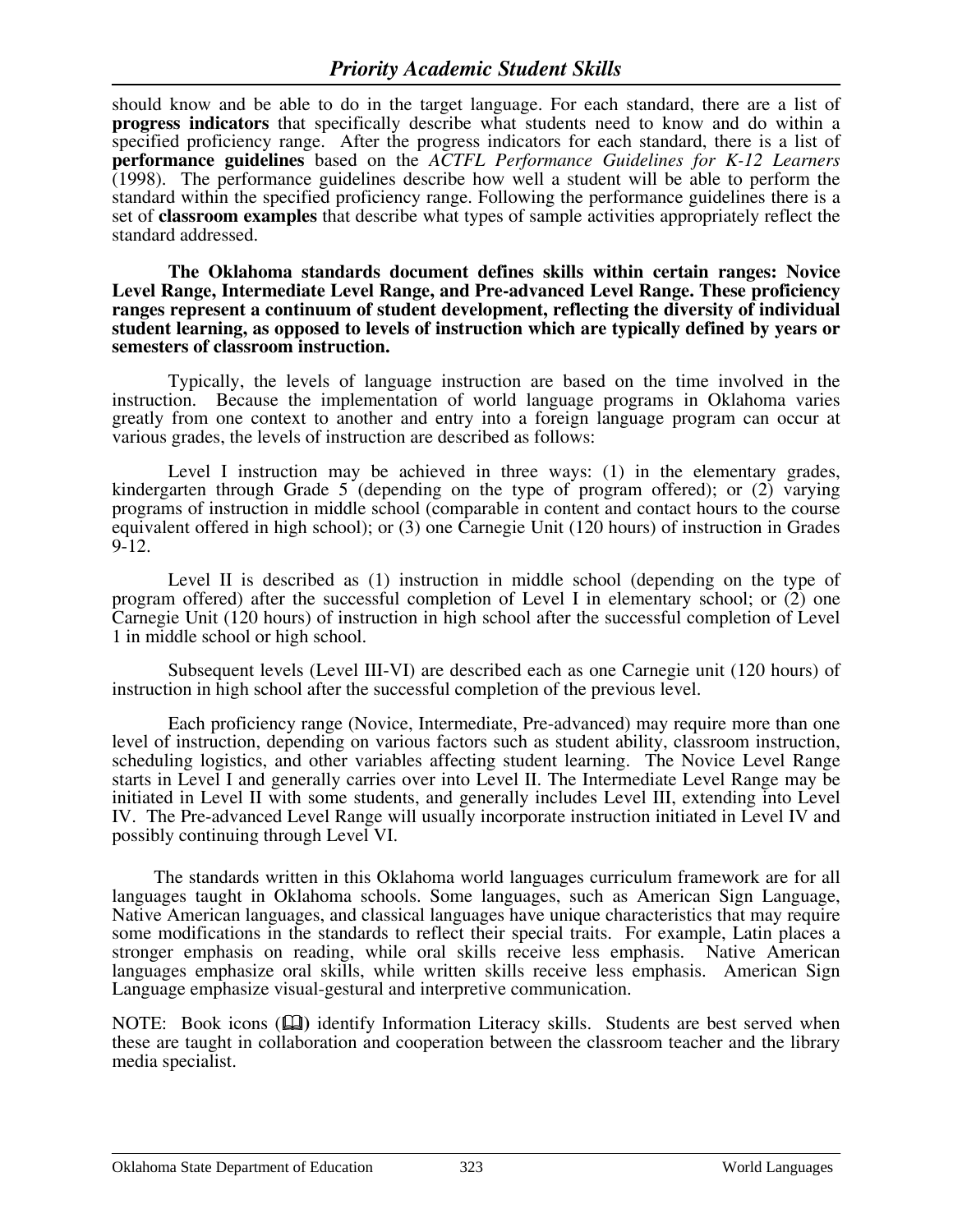should know and be able to do in the target language. For each standard, there are a list of **progress indicators** that specifically describe what students need to know and do within a specified proficiency range. After the progress indicators for each standard, there is a list of **performance guidelines** based on the *ACTFL Performance Guidelines for K-12 Learners* (1998). The performance guidelines describe how well a student will be able to perform the standard within the specified proficiency range. Following the performance guidelines there is a set of **classroom examples** that describe what types of sample activities appropriately reflect the standard addressed.

**The Oklahoma standards document defines skills within certain ranges: Novice Level Range, Intermediate Level Range, and Pre-advanced Level Range. These proficiency ranges represent a continuum of student development, reflecting the diversity of individual student learning, as opposed to levels of instruction which are typically defined by years or semesters of classroom instruction.**

Typically, the levels of language instruction are based on the time involved in the instruction. Because the implementation of world language programs in Oklahoma varies greatly from one context to another and entry into a foreign language program can occur at various grades, the levels of instruction are described as follows:

Level I instruction may be achieved in three ways: (1) in the elementary grades, kindergarten through Grade 5 (depending on the type of program offered); or (2) varying programs of instruction in middle school (comparable in content and contact hours to the course equivalent offered in high school); or (3) one Carnegie Unit (120 hours) of instruction in Grades 9-12.

Level II is described as (1) instruction in middle school (depending on the type of program offered) after the successful completion of Level I in elementary school; or (2) one Carnegie Unit (120 hours) of instruction in high school after the successful completion of Level 1 in middle school or high school.

Subsequent levels (Level III-VI) are described each as one Carnegie unit (120 hours) of instruction in high school after the successful completion of the previous level.

Each proficiency range (Novice, Intermediate, Pre-advanced) may require more than one level of instruction, depending on various factors such as student ability, classroom instruction, scheduling logistics, and other variables affecting student learning. The Novice Level Range starts in Level I and generally carries over into Level II. The Intermediate Level Range may be initiated in Level II with some students, and generally includes Level III, extending into Level IV. The Pre-advanced Level Range will usually incorporate instruction initiated in Level IV and possibly continuing through Level VI.

The standards written in this Oklahoma world languages curriculum framework are for all languages taught in Oklahoma schools. Some languages, such as American Sign Language, Native American languages, and classical languages have unique characteristics that may require some modifications in the standards to reflect their special traits. For example, Latin places a stronger emphasis on reading, while oral skills receive less emphasis. Native American languages emphasize oral skills, while written skills receive less emphasis. American Sign Language emphasize visual-gestural and interpretive communication.

NOTE: Book icons (🕮) identify Information Literacy skills. Students are best served when these are taught in collaboration and cooperation between the classroom teacher and the library media specialist.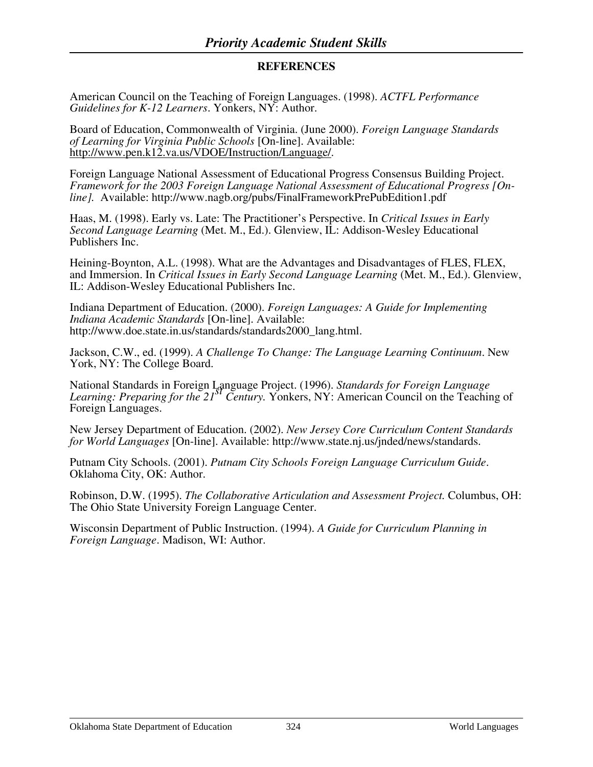## REFERENCES

American Council on the Teaching of Foreign Languages. (1998). *ACTFL Performance Guidelines for K-12 Learners*. Yonkers, NY: Author.

Board of Education, Commonwealth of Virginia. (June 2000). *Foreign Language Standards of Learning for Virginia Public Schools* [On-line]. Available: http://www.pen.k12.va.us/VDOE/Instruction/Language/.

Foreign Language National Assessment of Educational Progress Consensus Building Project. *Framework for the 2003 Foreign Language National Assessment of Educational Progress [On-line].* Available: http://www.nagb.org/pubs/FinalFrameworkPrePubEdition1.pdf

Haas, M. (1998). Early vs. Late: The Practitioner's Perspective. In *Critical Issues in Early Second Language Learning* (Met. M., Ed.). Glenview, IL: Addison-Wesley Educational Publishers Inc.

Heining-Boynton, A.L. (1998). What are the Advantages and Disadvantages of FLES, FLEX, and Immersion. In *Critical Issues in Early Second Language Learning* (Met. M., Ed.). Glenview, IL: Addison-Wesley Educational Publishers Inc.

Indiana Department of Education. (2000). *Foreign Languages: A Guide for Implementing Indiana Academic Standards* [On-line]. Available: http://www.doe.state.in.us/standards/standards2000_lang.html.

Jackson, C.W., ed. (1999). *A Challenge To Change: The Language Learning Continuum*. New York, NY: The College Board.

National Standards in Foreign Language Project. (1996). *Standards for Foreign Language Learning: Preparing for the 21st Century.* Yonkers, NY: American Council on the Teaching of Foreign Languages.

New Jersey Department of Education. (2002). *New Jersey Core Curriculum Content Standards for World Languages* [On-line]. Available: http://www.state.nj.us/jnded/news/standards.

Putnam City Schools. (2001). *Putnam City Schools Foreign Language Curriculum Guide*. Oklahoma City, OK: Author.

Robinson, D.W. (1995). *The Collaborative Articulation and Assessment Project.* Columbus, OH: The Ohio State University Foreign Language Center.

Wisconsin Department of Public Instruction. (1994). *A Guide for Curriculum Planning in Foreign Language*. Madison, WI: Author.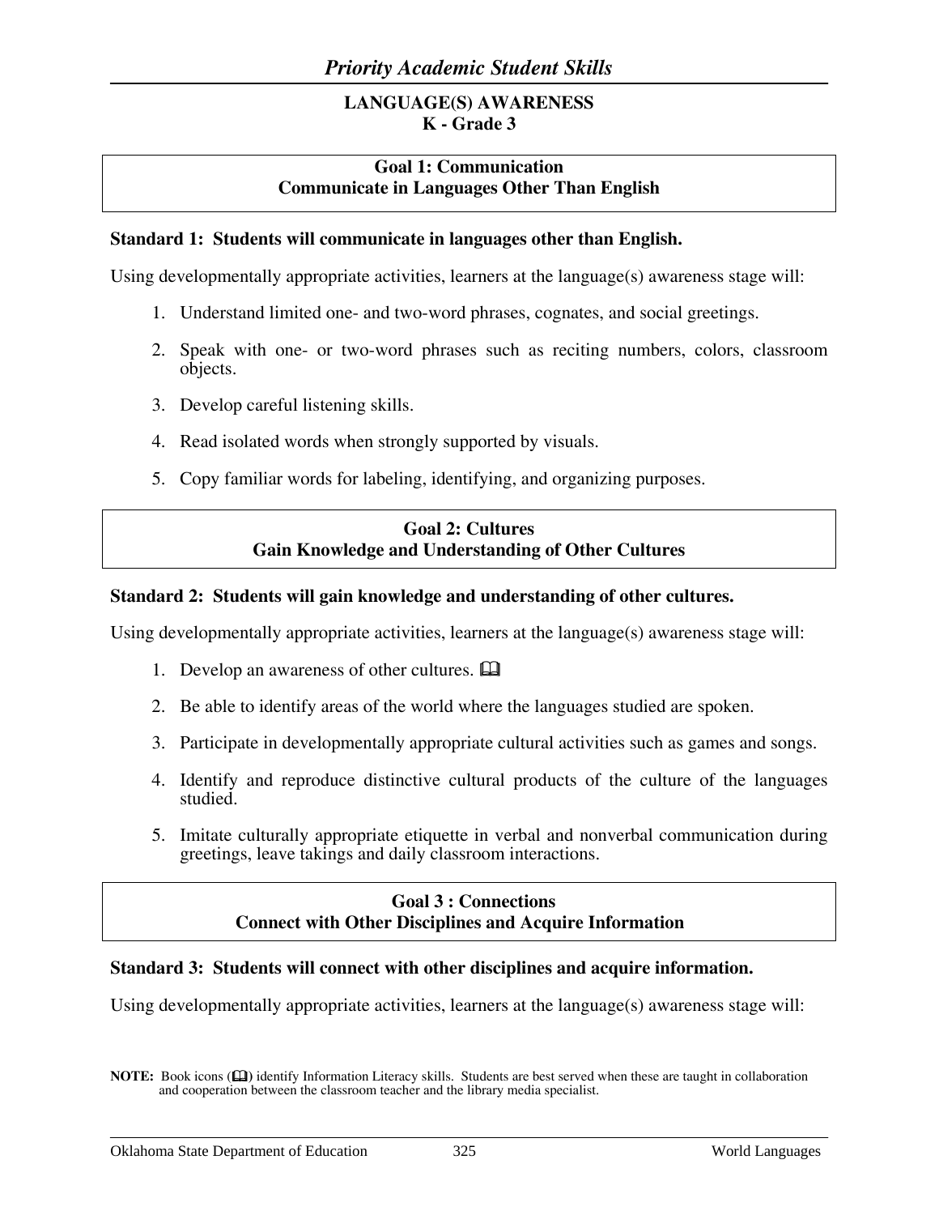# *Priority Academic Student Skills*

## LANGUAGE(S) AWARENESS
## K - Grade 3

### Goal 1: Communication
### Communicate in Languages Other Than English

**Standard 1: Students will communicate in languages other than English.**

Using developmentally appropriate activities, learners at the language(s) awareness stage will:

1. Understand limited one- and two-word phrases, cognates, and social greetings.
2. Speak with one- or two-word phrases such as reciting numbers, colors, classroom objects.
3. Develop careful listening skills.
4. Read isolated words when strongly supported by visuals.
5. Copy familiar words for labeling, identifying, and organizing purposes.

### Goal 2: Cultures
### Gain Knowledge and Understanding of Other Cultures

**Standard 2: Students will gain knowledge and understanding of other cultures.**

Using developmentally appropriate activities, learners at the language(s) awareness stage will:

1. Develop an awareness of other cultures. 📖
2. Be able to identify areas of the world where the languages studied are spoken.
3. Participate in developmentally appropriate cultural activities such as games and songs.
4. Identify and reproduce distinctive cultural products of the culture of the languages studied.
5. Imitate culturally appropriate etiquette in verbal and nonverbal communication during greetings, leave takings and daily classroom interactions.

### Goal 3 : Connections
### Connect with Other Disciplines and Acquire Information

**Standard 3: Students will connect with other disciplines and acquire information.**

Using developmentally appropriate activities, learners at the language(s) awareness stage will:

**NOTE:** Book icons (📖) identify Information Literacy skills. Students are best served when these are taught in collaboration and cooperation between the classroom teacher and the library media specialist.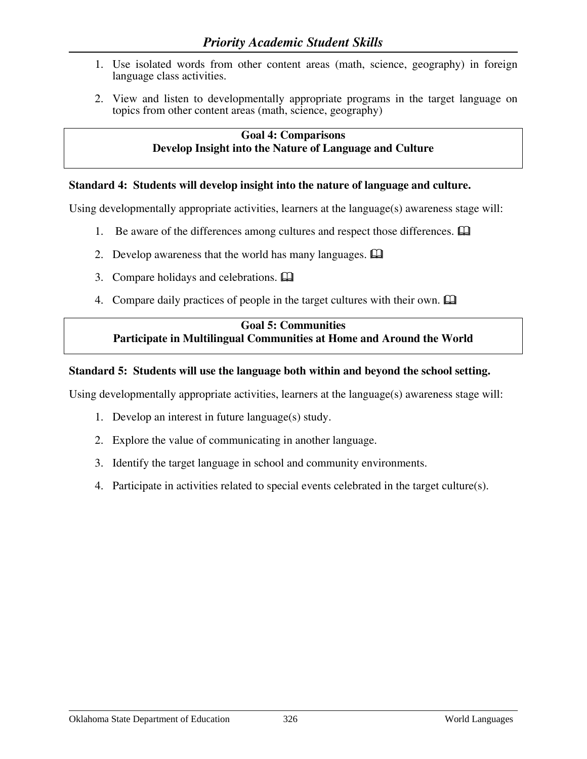1. Use isolated words from other content areas (math, science, geography) in foreign language class activities.

2. View and listen to developmentally appropriate programs in the target language on topics from other content areas (math, science, geography)

**Goal 4: Comparisons**
**Develop Insight into the Nature of Language and Culture**

**Standard 4: Students will develop insight into the nature of language and culture.**

Using developmentally appropriate activities, learners at the language(s) awareness stage will:

1. Be aware of the differences among cultures and respect those differences. 🕮

2. Develop awareness that the world has many languages. 🕮

3. Compare holidays and celebrations. 🕮

4. Compare daily practices of people in the target cultures with their own. 🕮

**Goal 5: Communities**
**Participate in Multilingual Communities at Home and Around the World**

**Standard 5: Students will use the language both within and beyond the school setting.**

Using developmentally appropriate activities, learners at the language(s) awareness stage will:

1. Develop an interest in future language(s) study.

2. Explore the value of communicating in another language.

3. Identify the target language in school and community environments.

4. Participate in activities related to special events celebrated in the target culture(s).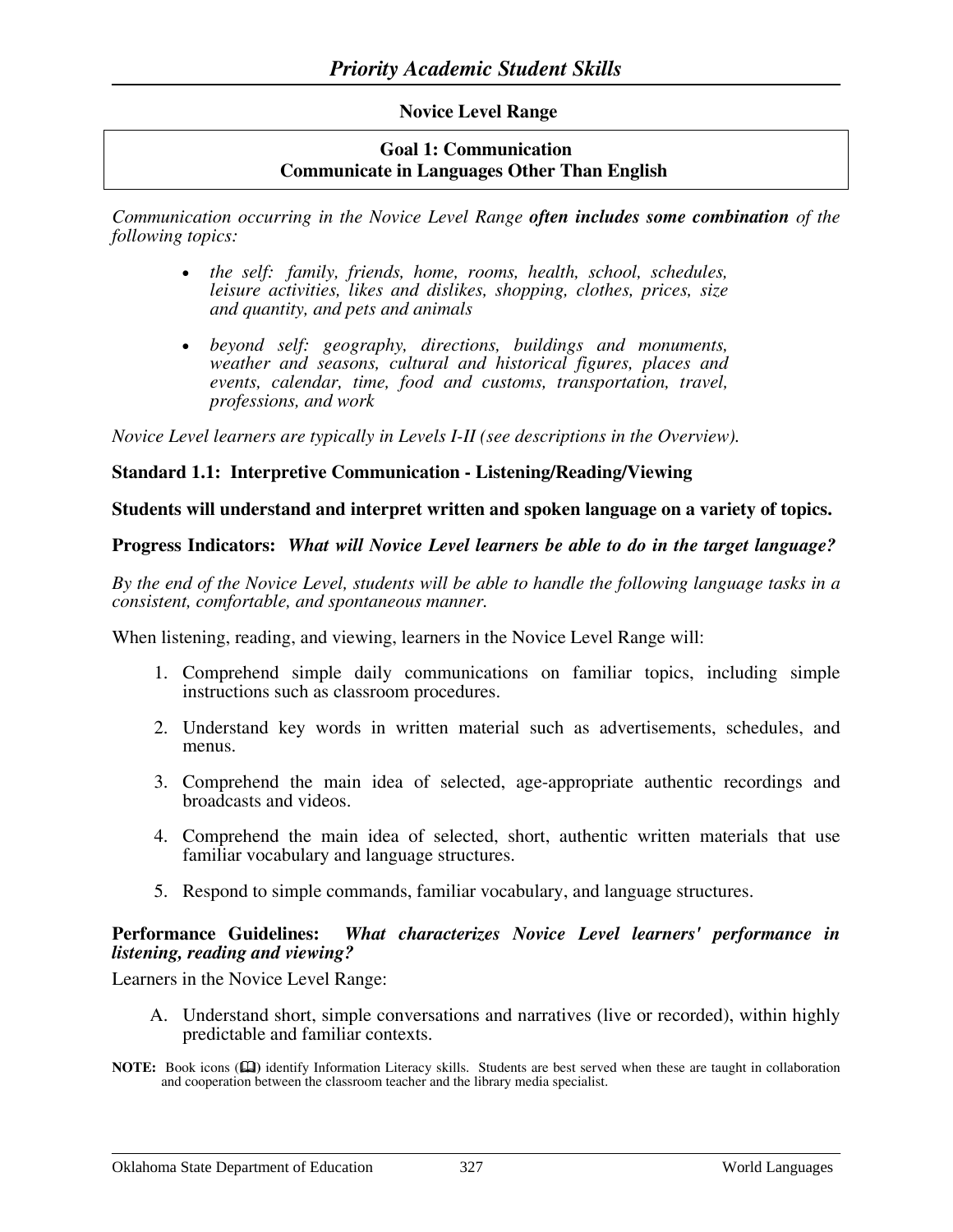# Priority Academic Student Skills

## Novice Level Range

### Goal 1: Communication
### Communicate in Languages Other Than English

*Communication occurring in the Novice Level Range* ***often includes some combination*** *of the following topics:*

- *the self: family, friends, home, rooms, health, school, schedules, leisure activities, likes and dislikes, shopping, clothes, prices, size and quantity, and pets and animals*
- *beyond self: geography, directions, buildings and monuments, weather and seasons, cultural and historical figures, places and events, calendar, time, food and customs, transportation, travel, professions, and work*

*Novice Level learners are typically in Levels I-II (see descriptions in the Overview).*

**Standard 1.1: Interpretive Communication - Listening/Reading/Viewing**

**Students will understand and interpret written and spoken language on a variety of topics.**

**Progress Indicators:** ***What will Novice Level learners be able to do in the target language?***

*By the end of the Novice Level, students will be able to handle the following language tasks in a consistent, comfortable, and spontaneous manner.*

When listening, reading, and viewing, learners in the Novice Level Range will:

1. Comprehend simple daily communications on familiar topics, including simple instructions such as classroom procedures.
2. Understand key words in written material such as advertisements, schedules, and menus.
3. Comprehend the main idea of selected, age-appropriate authentic recordings and broadcasts and videos.
4. Comprehend the main idea of selected, short, authentic written materials that use familiar vocabulary and language structures.
5. Respond to simple commands, familiar vocabulary, and language structures.

**Performance Guidelines:** ***What characterizes Novice Level learners' performance in listening, reading and viewing?***

Learners in the Novice Level Range:

A. Understand short, simple conversations and narratives (live or recorded), within highly predictable and familiar contexts.

**NOTE:** Book icons (🕮) identify Information Literacy skills. Students are best served when these are taught in collaboration and cooperation between the classroom teacher and the library media specialist.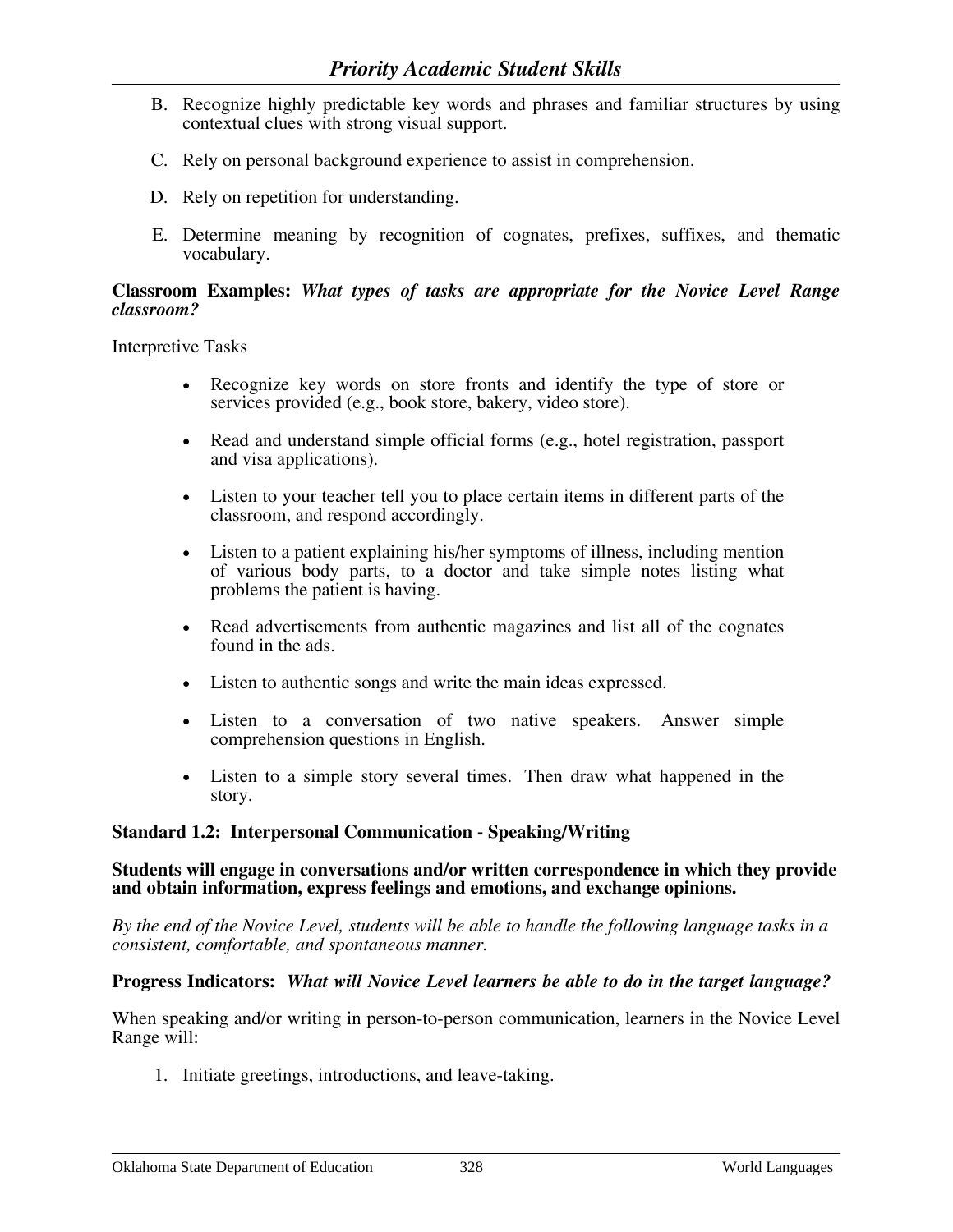B. Recognize highly predictable key words and phrases and familiar structures by using contextual clues with strong visual support.

C. Rely on personal background experience to assist in comprehension.

D. Rely on repetition for understanding.

E. Determine meaning by recognition of cognates, prefixes, suffixes, and thematic vocabulary.

**Classroom Examples:** ***What types of tasks are appropriate for the Novice Level Range classroom?***

Interpretive Tasks

- Recognize key words on store fronts and identify the type of store or services provided (e.g., book store, bakery, video store).
- Read and understand simple official forms (e.g., hotel registration, passport and visa applications).
- Listen to your teacher tell you to place certain items in different parts of the classroom, and respond accordingly.
- Listen to a patient explaining his/her symptoms of illness, including mention of various body parts, to a doctor and take simple notes listing what problems the patient is having.
- Read advertisements from authentic magazines and list all of the cognates found in the ads.
- Listen to authentic songs and write the main ideas expressed.
- Listen to a conversation of two native speakers. Answer simple comprehension questions in English.
- Listen to a simple story several times. Then draw what happened in the story.

**Standard 1.2: Interpersonal Communication - Speaking/Writing**

**Students will engage in conversations and/or written correspondence in which they provide and obtain information, express feelings and emotions, and exchange opinions.**

*By the end of the Novice Level, students will be able to handle the following language tasks in a consistent, comfortable, and spontaneous manner.*

**Progress Indicators:** ***What will Novice Level learners be able to do in the target language?***

When speaking and/or writing in person-to-person communication, learners in the Novice Level Range will:

1. Initiate greetings, introductions, and leave-taking.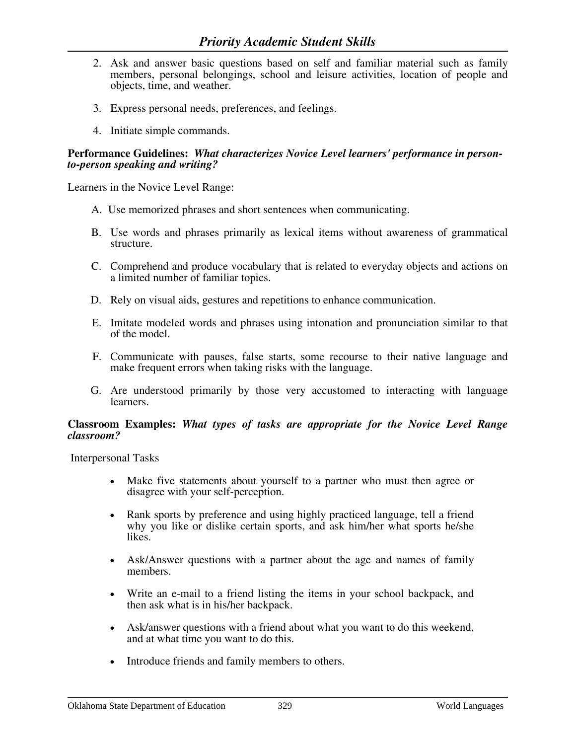2. Ask and answer basic questions based on self and familiar material such as family members, personal belongings, school and leisure activities, location of people and objects, time, and weather.

3. Express personal needs, preferences, and feelings.

4. Initiate simple commands.

**Performance Guidelines:** ***What characterizes Novice Level learners' performance in person-to-person speaking and writing?***

Learners in the Novice Level Range:

A. Use memorized phrases and short sentences when communicating.

B. Use words and phrases primarily as lexical items without awareness of grammatical structure.

C. Comprehend and produce vocabulary that is related to everyday objects and actions on a limited number of familiar topics.

D. Rely on visual aids, gestures and repetitions to enhance communication.

E. Imitate modeled words and phrases using intonation and pronunciation similar to that of the model.

F. Communicate with pauses, false starts, some recourse to their native language and make frequent errors when taking risks with the language.

G. Are understood primarily by those very accustomed to interacting with language learners.

**Classroom Examples:** ***What types of tasks are appropriate for the Novice Level Range classroom?***

Interpersonal Tasks

- Make five statements about yourself to a partner who must then agree or disagree with your self-perception.
- Rank sports by preference and using highly practiced language, tell a friend why you like or dislike certain sports, and ask him/her what sports he/she likes.
- Ask/Answer questions with a partner about the age and names of family members.
- Write an e-mail to a friend listing the items in your school backpack, and then ask what is in his/her backpack.
- Ask/answer questions with a friend about what you want to do this weekend, and at what time you want to do this.
- Introduce friends and family members to others.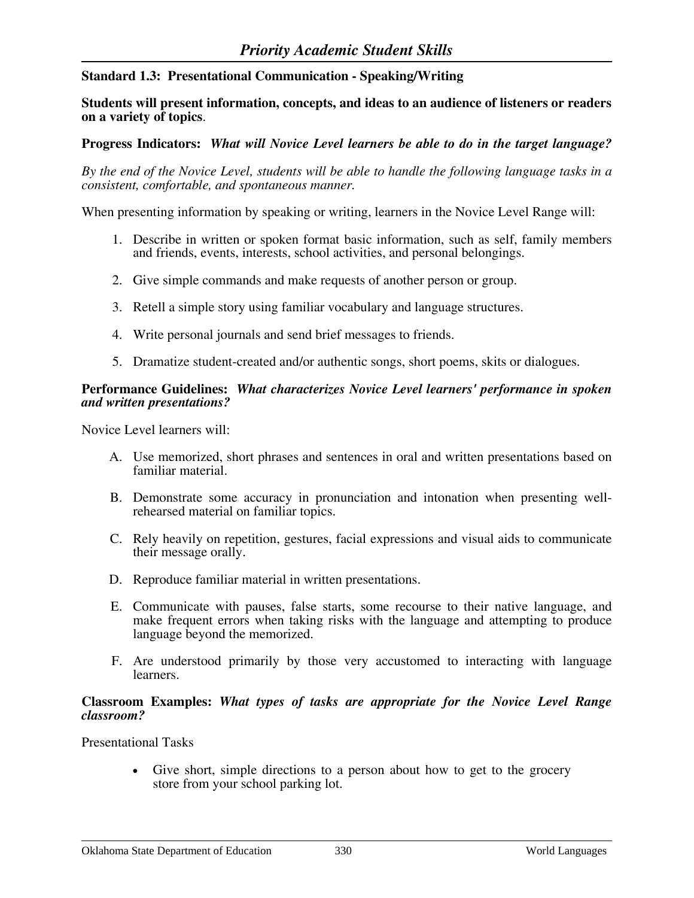**Standard 1.3: Presentational Communication - Speaking/Writing**

**Students will present information, concepts, and ideas to an audience of listeners or readers on a variety of topics**.

**Progress Indicators:** ***What will Novice Level learners be able to do in the target language?***

*By the end of the Novice Level, students will be able to handle the following language tasks in a consistent, comfortable, and spontaneous manner.*

When presenting information by speaking or writing, learners in the Novice Level Range will:

1. Describe in written or spoken format basic information, such as self, family members and friends, events, interests, school activities, and personal belongings.
2. Give simple commands and make requests of another person or group.
3. Retell a simple story using familiar vocabulary and language structures.
4. Write personal journals and send brief messages to friends.
5. Dramatize student-created and/or authentic songs, short poems, skits or dialogues.

**Performance Guidelines:** ***What characterizes Novice Level learners' performance in spoken and written presentations?***

Novice Level learners will:

A. Use memorized, short phrases and sentences in oral and written presentations based on familiar material.

B. Demonstrate some accuracy in pronunciation and intonation when presenting well-rehearsed material on familiar topics.

C. Rely heavily on repetition, gestures, facial expressions and visual aids to communicate their message orally.

D. Reproduce familiar material in written presentations.

E. Communicate with pauses, false starts, some recourse to their native language, and make frequent errors when taking risks with the language and attempting to produce language beyond the memorized.

F. Are understood primarily by those very accustomed to interacting with language learners.

**Classroom Examples:** ***What types of tasks are appropriate for the Novice Level Range classroom?***

Presentational Tasks

- Give short, simple directions to a person about how to get to the grocery store from your school parking lot.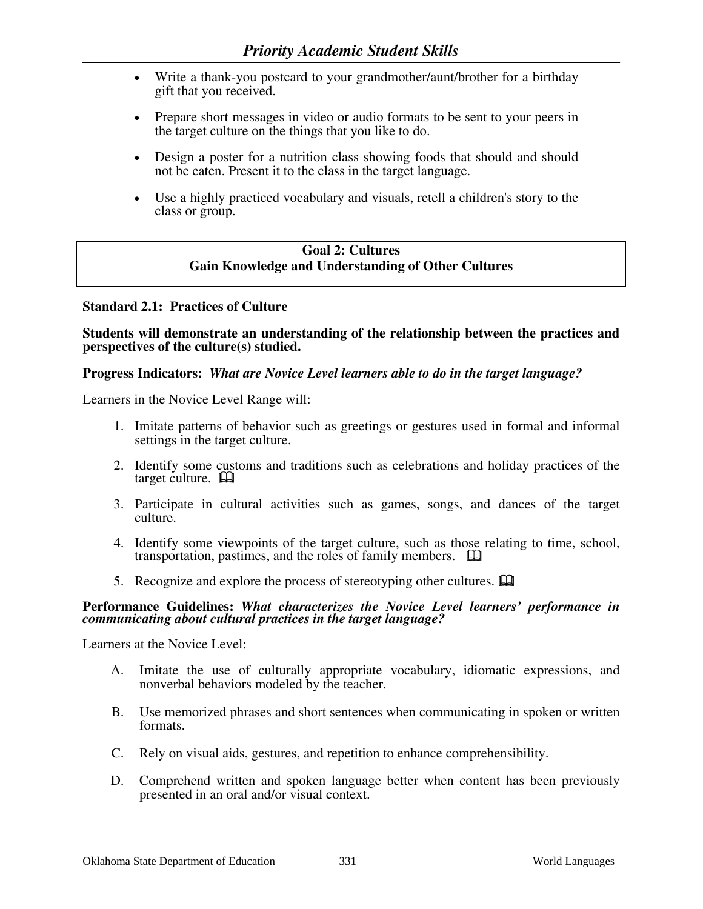- Write a thank-you postcard to your grandmother/aunt/brother for a birthday gift that you received.

- Prepare short messages in video or audio formats to be sent to your peers in the target culture on the things that you like to do.

- Design a poster for a nutrition class showing foods that should and should not be eaten. Present it to the class in the target language.

- Use a highly practiced vocabulary and visuals, retell a children's story to the class or group.

## Goal 2: Cultures
## Gain Knowledge and Understanding of Other Cultures

**Standard 2.1: Practices of Culture**

**Students will demonstrate an understanding of the relationship between the practices and perspectives of the culture(s) studied.**

**Progress Indicators:** ***What are Novice Level learners able to do in the target language?***

Learners in the Novice Level Range will:

1. Imitate patterns of behavior such as greetings or gestures used in formal and informal settings in the target culture.

2. Identify some customs and traditions such as celebrations and holiday practices of the target culture. 📖

3. Participate in cultural activities such as games, songs, and dances of the target culture.

4. Identify some viewpoints of the target culture, such as those relating to time, school, transportation, pastimes, and the roles of family members. 📖

5. Recognize and explore the process of stereotyping other cultures. 📖

**Performance Guidelines:** ***What characterizes the Novice Level learners' performance in communicating about cultural practices in the target language?***

Learners at the Novice Level:

A. Imitate the use of culturally appropriate vocabulary, idiomatic expressions, and nonverbal behaviors modeled by the teacher.

B. Use memorized phrases and short sentences when communicating in spoken or written formats.

C. Rely on visual aids, gestures, and repetition to enhance comprehensibility.

D. Comprehend written and spoken language better when content has been previously presented in an oral and/or visual context.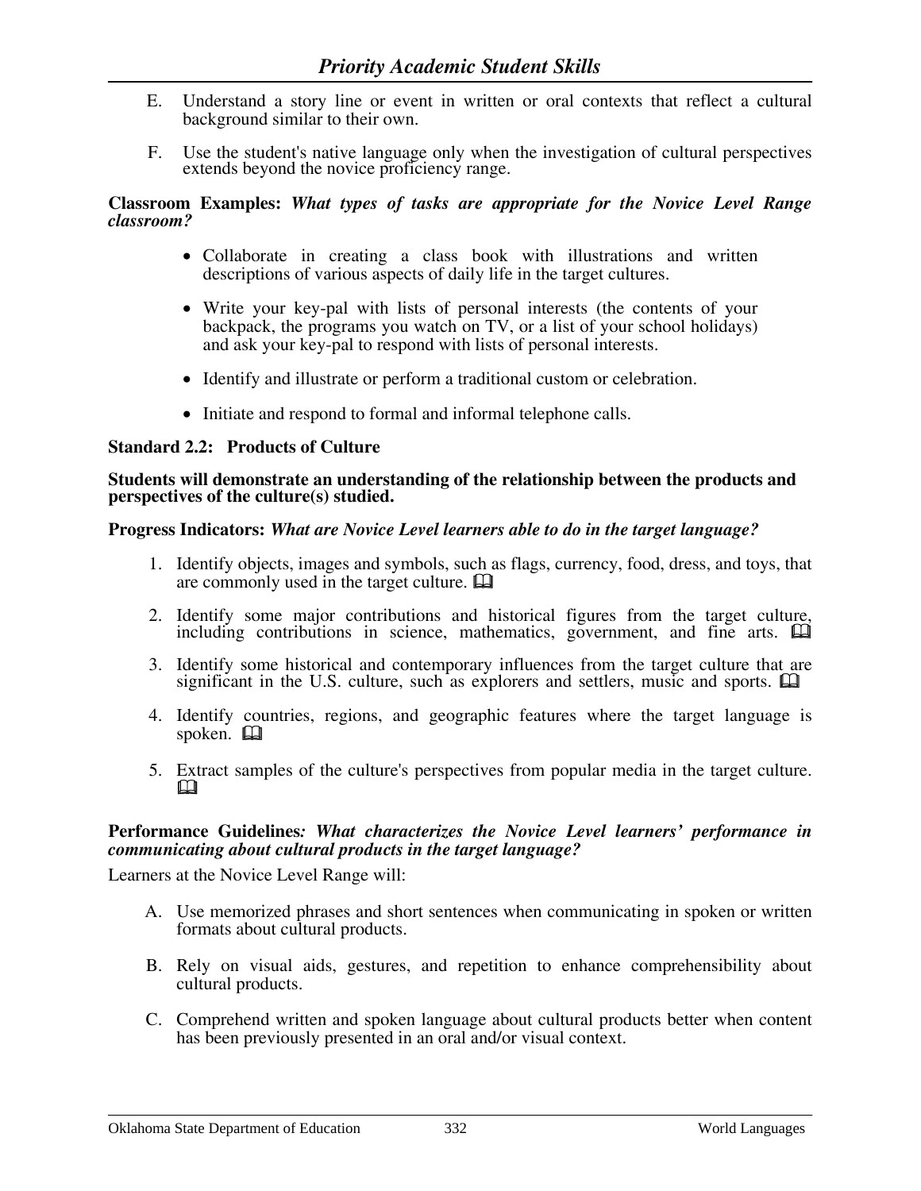E. Understand a story line or event in written or oral contexts that reflect a cultural background similar to their own.

F. Use the student's native language only when the investigation of cultural perspectives extends beyond the novice proficiency range.

**Classroom Examples:** ***What types of tasks are appropriate for the Novice Level Range classroom?***

- Collaborate in creating a class book with illustrations and written descriptions of various aspects of daily life in the target cultures.
- Write your key-pal with lists of personal interests (the contents of your backpack, the programs you watch on TV, or a list of your school holidays) and ask your key-pal to respond with lists of personal interests.
- Identify and illustrate or perform a traditional custom or celebration.
- Initiate and respond to formal and informal telephone calls.

**Standard 2.2: Products of Culture**

**Students will demonstrate an understanding of the relationship between the products and perspectives of the culture(s) studied.**

**Progress Indicators:** ***What are Novice Level learners able to do in the target language?***

1. Identify objects, images and symbols, such as flags, currency, food, dress, and toys, that are commonly used in the target culture. 🕮
2. Identify some major contributions and historical figures from the target culture, including contributions in science, mathematics, government, and fine arts. 🕮
3. Identify some historical and contemporary influences from the target culture that are significant in the U.S. culture, such as explorers and settlers, music and sports. 🕮
4. Identify countries, regions, and geographic features where the target language is spoken. 🕮
5. Extract samples of the culture's perspectives from popular media in the target culture. 🕮

**Performance Guidelines***: What characterizes the Novice Level learners' performance in communicating about cultural products in the target language?*

Learners at the Novice Level Range will:

A. Use memorized phrases and short sentences when communicating in spoken or written formats about cultural products.

B. Rely on visual aids, gestures, and repetition to enhance comprehensibility about cultural products.

C. Comprehend written and spoken language about cultural products better when content has been previously presented in an oral and/or visual context.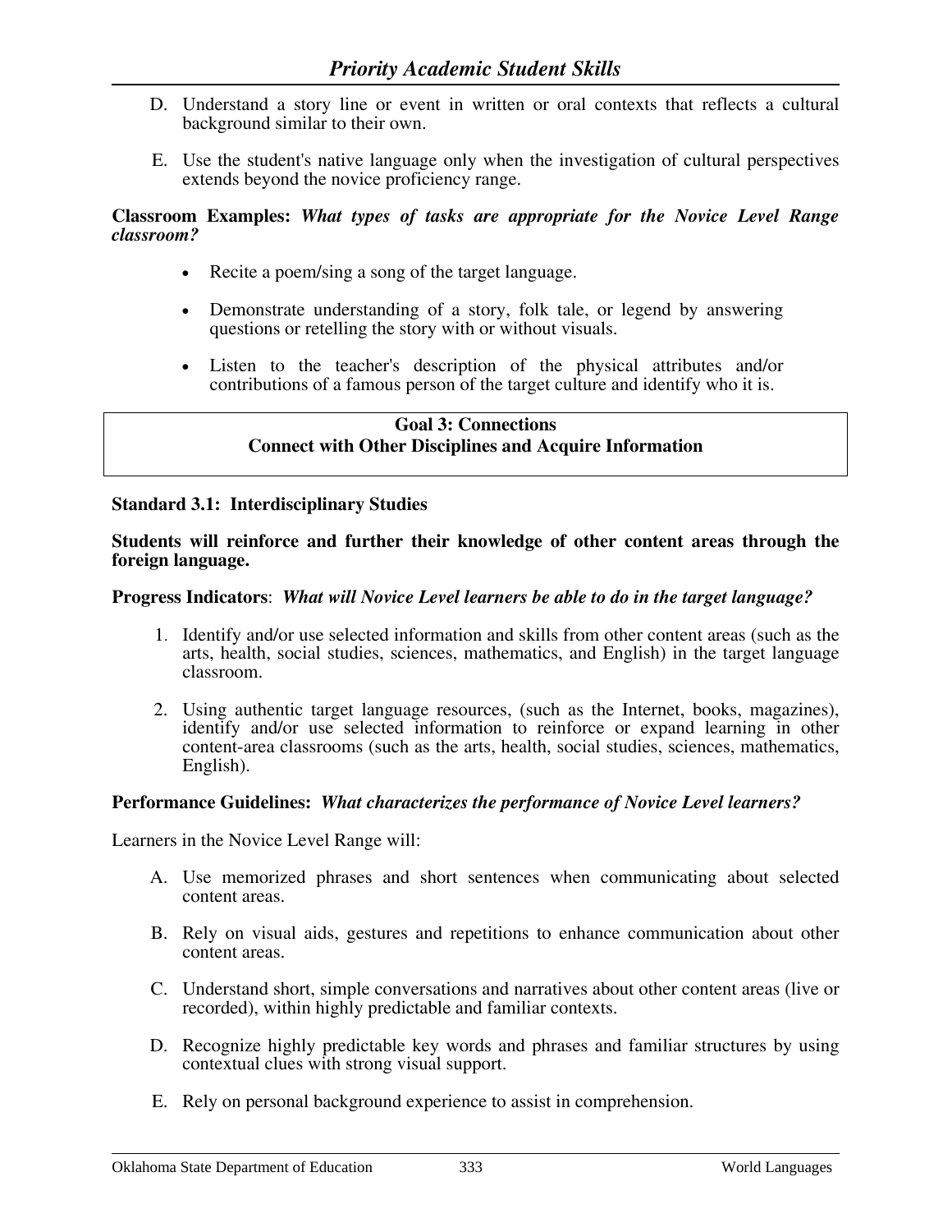D. Understand a story line or event in written or oral contexts that reflects a cultural background similar to their own.

E. Use the student's native language only when the investigation of cultural perspectives extends beyond the novice proficiency range.

**Classroom Examples:** ***What types of tasks are appropriate for the Novice Level Range classroom?***

- Recite a poem/sing a song of the target language.
- Demonstrate understanding of a story, folk tale, or legend by answering questions or retelling the story with or without visuals.
- Listen to the teacher's description of the physical attributes and/or contributions of a famous person of the target culture and identify who it is.

## Goal 3: Connections
## Connect with Other Disciplines and Acquire Information

### Standard 3.1: Interdisciplinary Studies

**Students will reinforce and further their knowledge of other content areas through the foreign language.**

**Progress Indicators**: ***What will Novice Level learners be able to do in the target language?***

1. Identify and/or use selected information and skills from other content areas (such as the arts, health, social studies, sciences, mathematics, and English) in the target language classroom.
2. Using authentic target language resources, (such as the Internet, books, magazines), identify and/or use selected information to reinforce or expand learning in other content-area classrooms (such as the arts, health, social studies, sciences, mathematics, English).

**Performance Guidelines:** ***What characterizes the performance of Novice Level learners?***

Learners in the Novice Level Range will:

A. Use memorized phrases and short sentences when communicating about selected content areas.

B. Rely on visual aids, gestures and repetitions to enhance communication about other content areas.

C. Understand short, simple conversations and narratives about other content areas (live or recorded), within highly predictable and familiar contexts.

D. Recognize highly predictable key words and phrases and familiar structures by using contextual clues with strong visual support.

E. Rely on personal background experience to assist in comprehension.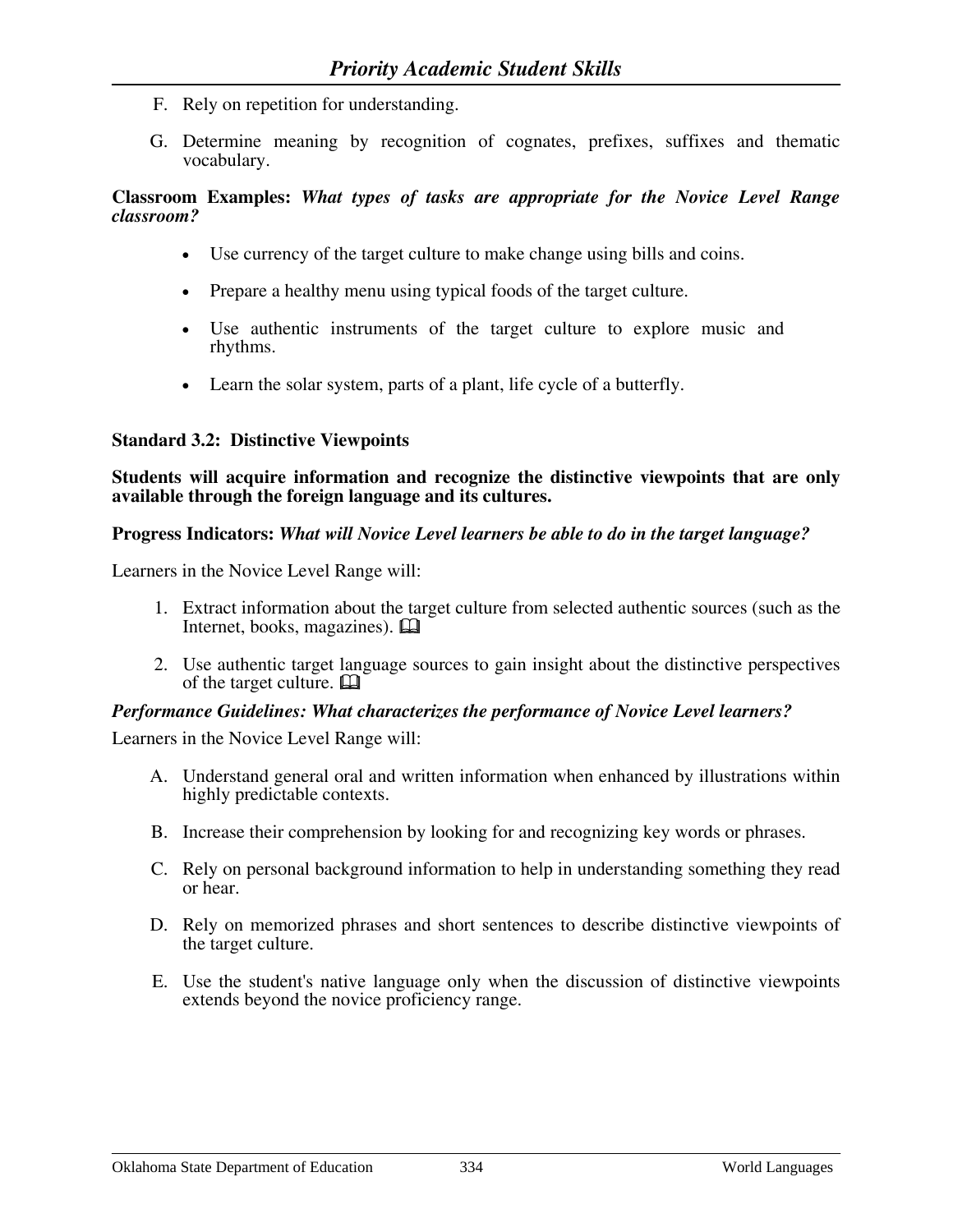F. Rely on repetition for understanding.

G. Determine meaning by recognition of cognates, prefixes, suffixes and thematic vocabulary.

**Classroom Examples:** ***What types of tasks are appropriate for the Novice Level Range classroom?***

- Use currency of the target culture to make change using bills and coins.
- Prepare a healthy menu using typical foods of the target culture.
- Use authentic instruments of the target culture to explore music and rhythms.
- Learn the solar system, parts of a plant, life cycle of a butterfly.

**Standard 3.2: Distinctive Viewpoints**

**Students will acquire information and recognize the distinctive viewpoints that are only available through the foreign language and its cultures.**

**Progress Indicators:** ***What will Novice Level learners be able to do in the target language?***

Learners in the Novice Level Range will:

1. Extract information about the target culture from selected authentic sources (such as the Internet, books, magazines). 🕮
2. Use authentic target language sources to gain insight about the distinctive perspectives of the target culture. 🕮

***Performance Guidelines: What characterizes the performance of Novice Level learners?***

Learners in the Novice Level Range will:

A. Understand general oral and written information when enhanced by illustrations within highly predictable contexts.

B. Increase their comprehension by looking for and recognizing key words or phrases.

C. Rely on personal background information to help in understanding something they read or hear.

D. Rely on memorized phrases and short sentences to describe distinctive viewpoints of the target culture.

E. Use the student's native language only when the discussion of distinctive viewpoints extends beyond the novice proficiency range.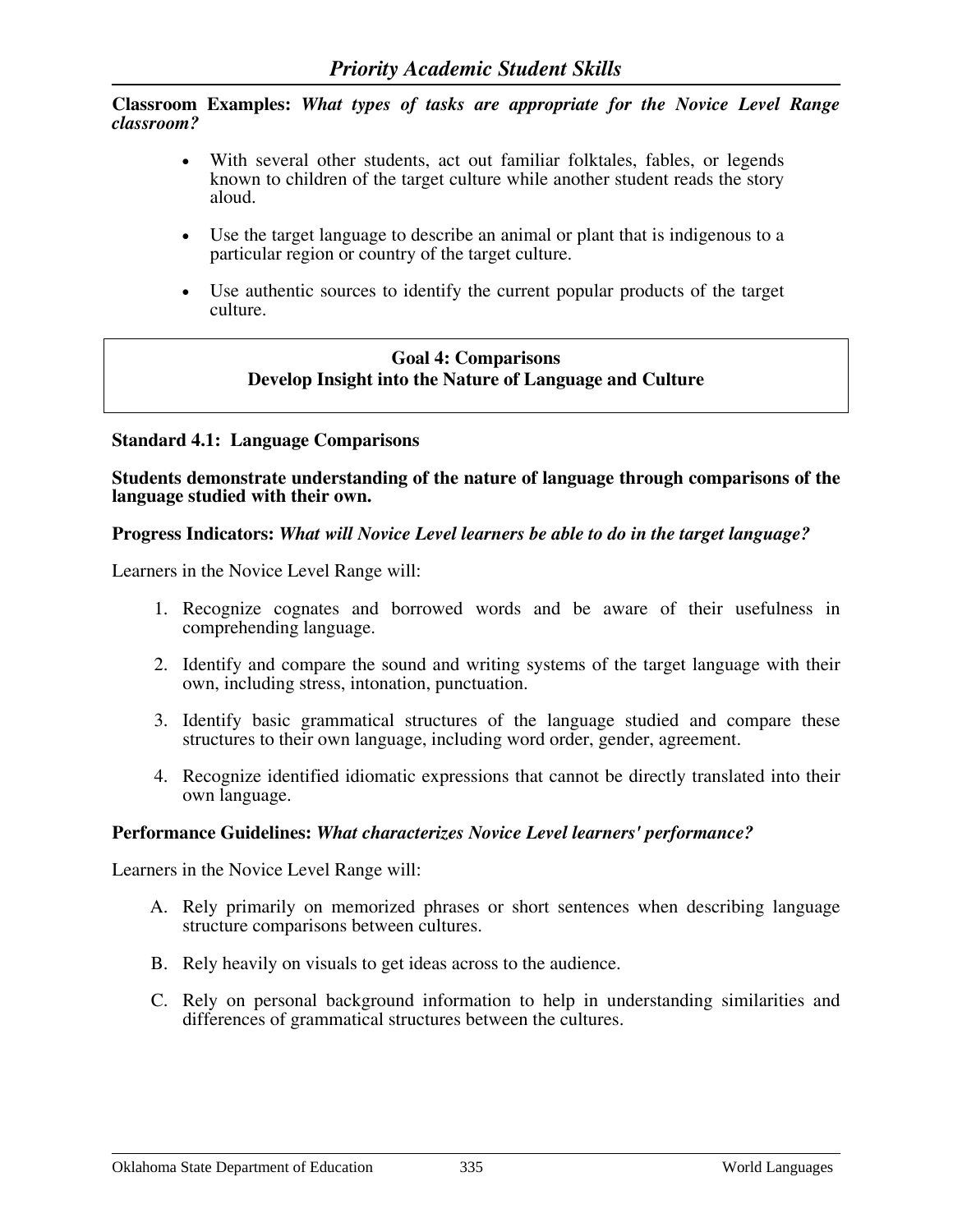**Classroom Examples:** ***What types of tasks are appropriate for the Novice Level Range classroom?***

- With several other students, act out familiar folktales, fables, or legends known to children of the target culture while another student reads the story aloud.
- Use the target language to describe an animal or plant that is indigenous to a particular region or country of the target culture.
- Use authentic sources to identify the current popular products of the target culture.

## Goal 4: Comparisons
## Develop Insight into the Nature of Language and Culture

### Standard 4.1: Language Comparisons

**Students demonstrate understanding of the nature of language through comparisons of the language studied with their own.**

**Progress Indicators:** ***What will Novice Level learners be able to do in the target language?***

Learners in the Novice Level Range will:

1. Recognize cognates and borrowed words and be aware of their usefulness in comprehending language.
2. Identify and compare the sound and writing systems of the target language with their own, including stress, intonation, punctuation.
3. Identify basic grammatical structures of the language studied and compare these structures to their own language, including word order, gender, agreement.
4. Recognize identified idiomatic expressions that cannot be directly translated into their own language.

**Performance Guidelines:** ***What characterizes Novice Level learners' performance?***

Learners in the Novice Level Range will:

A. Rely primarily on memorized phrases or short sentences when describing language structure comparisons between cultures.

B. Rely heavily on visuals to get ideas across to the audience.

C. Rely on personal background information to help in understanding similarities and differences of grammatical structures between the cultures.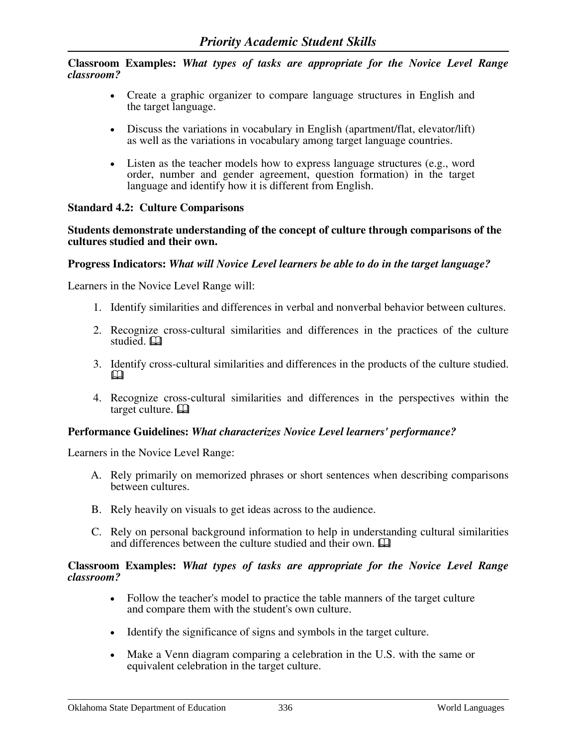**Classroom Examples:** ***What types of tasks are appropriate for the Novice Level Range classroom?***

- Create a graphic organizer to compare language structures in English and the target language.
- Discuss the variations in vocabulary in English (apartment/flat, elevator/lift) as well as the variations in vocabulary among target language countries.
- Listen as the teacher models how to express language structures (e.g., word order, number and gender agreement, question formation) in the target language and identify how it is different from English.

**Standard 4.2: Culture Comparisons**

**Students demonstrate understanding of the concept of culture through comparisons of the cultures studied and their own.**

**Progress Indicators:** ***What will Novice Level learners be able to do in the target language?***

Learners in the Novice Level Range will:

1. Identify similarities and differences in verbal and nonverbal behavior between cultures.
2. Recognize cross-cultural similarities and differences in the practices of the culture studied. 📖
3. Identify cross-cultural similarities and differences in the products of the culture studied. 📖
4. Recognize cross-cultural similarities and differences in the perspectives within the target culture. 📖

**Performance Guidelines:** ***What characterizes Novice Level learners' performance?***

Learners in the Novice Level Range:

A. Rely primarily on memorized phrases or short sentences when describing comparisons between cultures.

B. Rely heavily on visuals to get ideas across to the audience.

C. Rely on personal background information to help in understanding cultural similarities and differences between the culture studied and their own. 📖

**Classroom Examples:** ***What types of tasks are appropriate for the Novice Level Range classroom?***

- Follow the teacher's model to practice the table manners of the target culture and compare them with the student's own culture.
- Identify the significance of signs and symbols in the target culture.
- Make a Venn diagram comparing a celebration in the U.S. with the same or equivalent celebration in the target culture.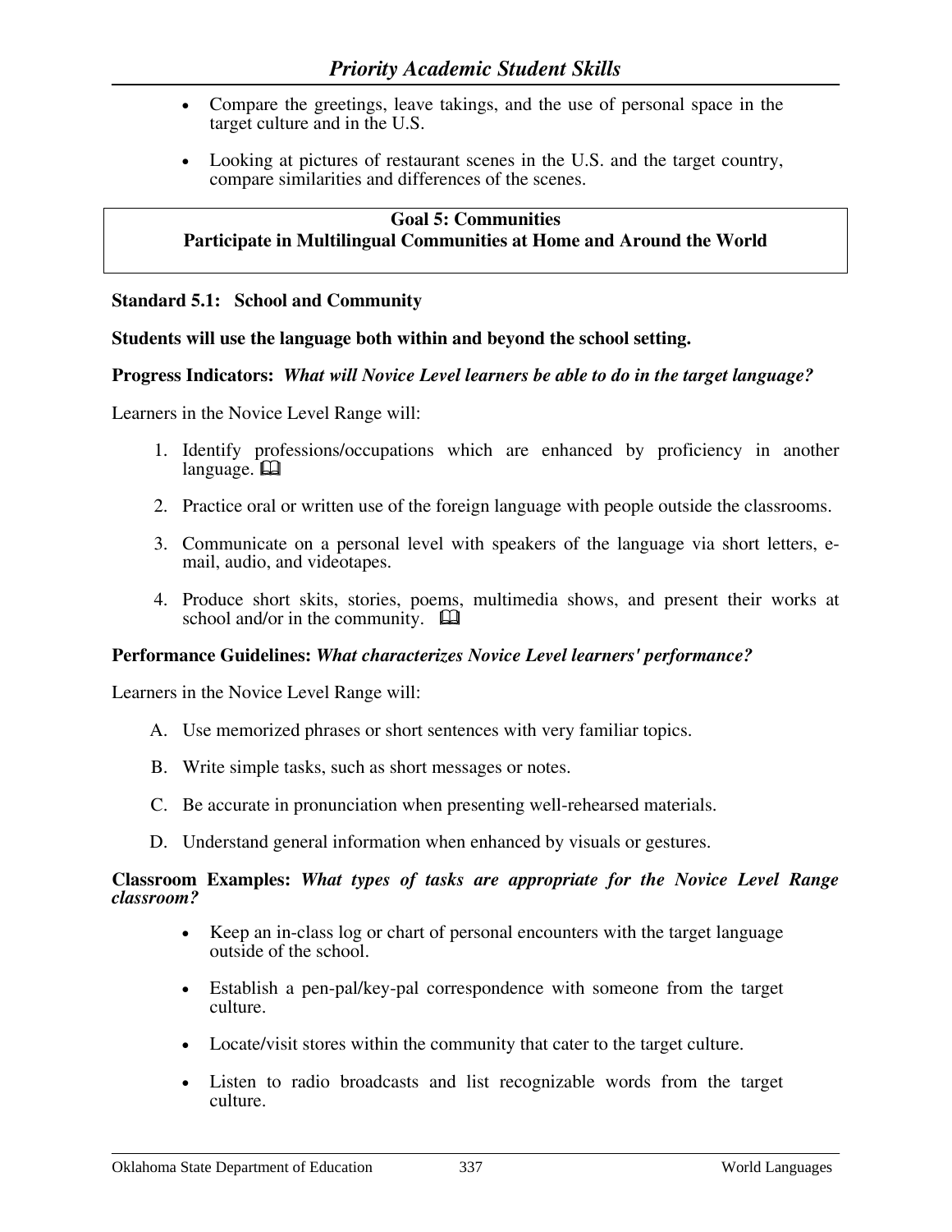- Compare the greetings, leave takings, and the use of personal space in the target culture and in the U.S.

- Looking at pictures of restaurant scenes in the U.S. and the target country, compare similarities and differences of the scenes.

**Goal 5: Communities**
**Participate in Multilingual Communities at Home and Around the World**

**Standard 5.1: School and Community**

**Students will use the language both within and beyond the school setting.**

**Progress Indicators:** ***What will Novice Level learners be able to do in the target language?***

Learners in the Novice Level Range will:

1. Identify professions/occupations which are enhanced by proficiency in another language. 🕮

2. Practice oral or written use of the foreign language with people outside the classrooms.

3. Communicate on a personal level with speakers of the language via short letters, e-mail, audio, and videotapes.

4. Produce short skits, stories, poems, multimedia shows, and present their works at school and/or in the community. 🕮

**Performance Guidelines:** ***What characterizes Novice Level learners' performance?***

Learners in the Novice Level Range will:

A. Use memorized phrases or short sentences with very familiar topics.

B. Write simple tasks, such as short messages or notes.

C. Be accurate in pronunciation when presenting well-rehearsed materials.

D. Understand general information when enhanced by visuals or gestures.

**Classroom Examples:** ***What types of tasks are appropriate for the Novice Level Range classroom?***

- Keep an in-class log or chart of personal encounters with the target language outside of the school.

- Establish a pen-pal/key-pal correspondence with someone from the target culture.

- Locate/visit stores within the community that cater to the target culture.

- Listen to radio broadcasts and list recognizable words from the target culture.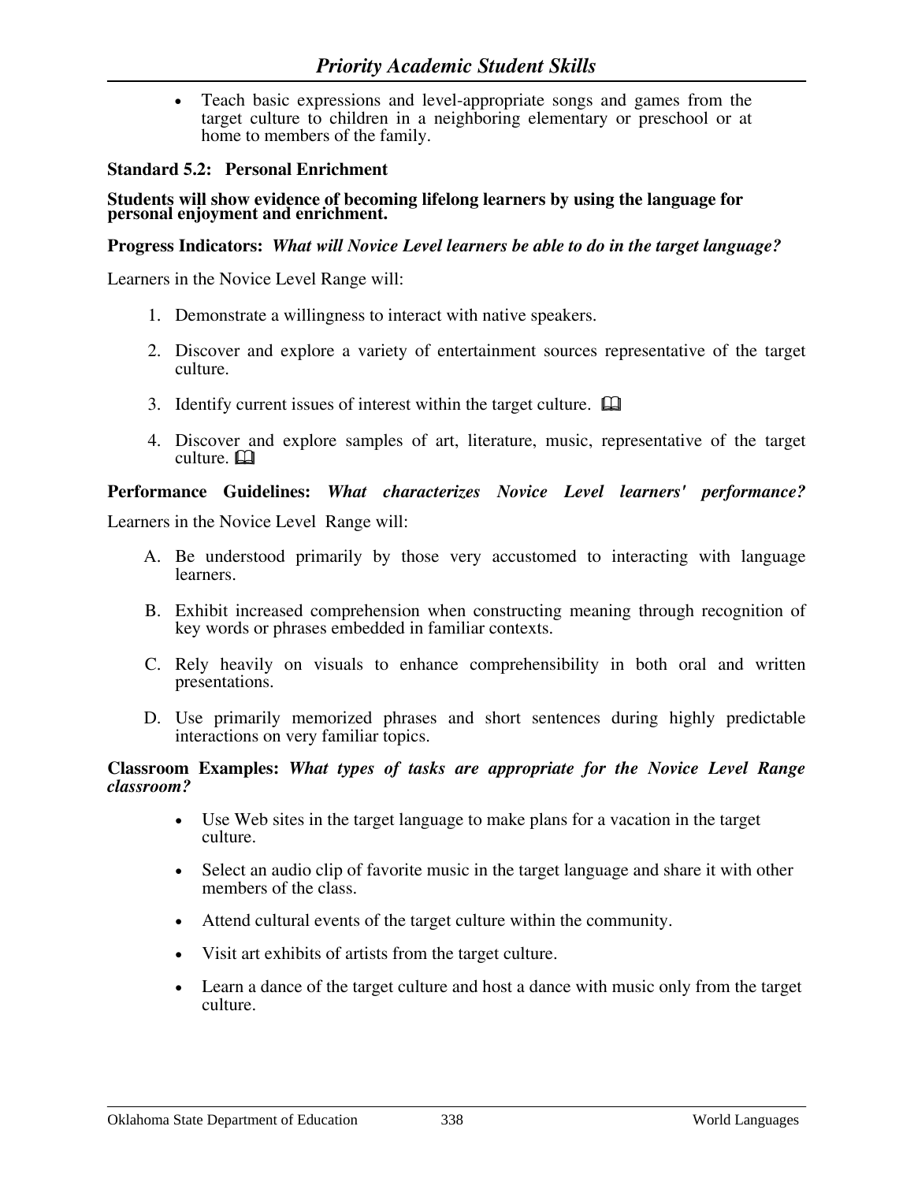- Teach basic expressions and level-appropriate songs and games from the target culture to children in a neighboring elementary or preschool or at home to members of the family.

**Standard 5.2: Personal Enrichment**

**Students will show evidence of becoming lifelong learners by using the language for personal enjoyment and enrichment.**

**Progress Indicators:** ***What will Novice Level learners be able to do in the target language?***

Learners in the Novice Level Range will:

1. Demonstrate a willingness to interact with native speakers.
2. Discover and explore a variety of entertainment sources representative of the target culture.
3. Identify current issues of interest within the target culture. 📖
4. Discover and explore samples of art, literature, music, representative of the target culture. 📖

**Performance Guidelines:** ***What characterizes Novice Level learners' performance?***

Learners in the Novice Level Range will:

A. Be understood primarily by those very accustomed to interacting with language learners.

B. Exhibit increased comprehension when constructing meaning through recognition of key words or phrases embedded in familiar contexts.

C. Rely heavily on visuals to enhance comprehensibility in both oral and written presentations.

D. Use primarily memorized phrases and short sentences during highly predictable interactions on very familiar topics.

**Classroom Examples:** ***What types of tasks are appropriate for the Novice Level Range classroom?***

- Use Web sites in the target language to make plans for a vacation in the target culture.
- Select an audio clip of favorite music in the target language and share it with other members of the class.
- Attend cultural events of the target culture within the community.
- Visit art exhibits of artists from the target culture.
- Learn a dance of the target culture and host a dance with music only from the target culture.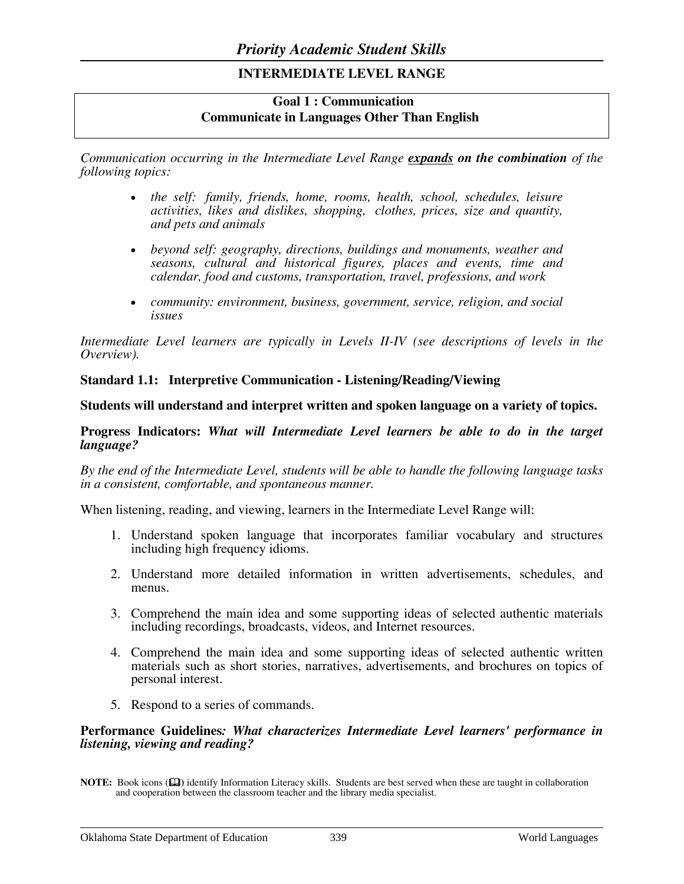# Priority Academic Student Skills

## INTERMEDIATE LEVEL RANGE

**Goal 1 : Communication**
**Communicate in Languages Other Than English**

*Communication occurring in the Intermediate Level Range **expands on the combination** of the following topics:*

- *the self: family, friends, home, rooms, health, school, schedules, leisure activities, likes and dislikes, shopping, clothes, prices, size and quantity, and pets and animals*
- *beyond self: geography, directions, buildings and monuments, weather and seasons, cultural and historical figures, places and events, time and calendar, food and customs, transportation, travel, professions, and work*
- *community: environment, business, government, service, religion, and social issues*

*Intermediate Level learners are typically in Levels II-IV (see descriptions of levels in the Overview).*

**Standard 1.1: Interpretive Communication - Listening/Reading/Viewing**

**Students will understand and interpret written and spoken language on a variety of topics.**

**Progress Indicators:** ***What will Intermediate Level learners be able to do in the target language?***

*By the end of the Intermediate Level, students will be able to handle the following language tasks in a consistent, comfortable, and spontaneous manner.*

When listening, reading, and viewing, learners in the Intermediate Level Range will:

1. Understand spoken language that incorporates familiar vocabulary and structures including high frequency idioms.
2. Understand more detailed information in written advertisements, schedules, and menus.
3. Comprehend the main idea and some supporting ideas of selected authentic materials including recordings, broadcasts, videos, and Internet resources.
4. Comprehend the main idea and some supporting ideas of selected authentic written materials such as short stories, narratives, advertisements, and brochures on topics of personal interest.
5. Respond to a series of commands.

**Performance Guidelines*****: What characterizes Intermediate Level learners' performance in listening, viewing and reading?***

**NOTE:** Book icons (🕮) identify Information Literacy skills. Students are best served when these are taught in collaboration and cooperation between the classroom teacher and the library media specialist.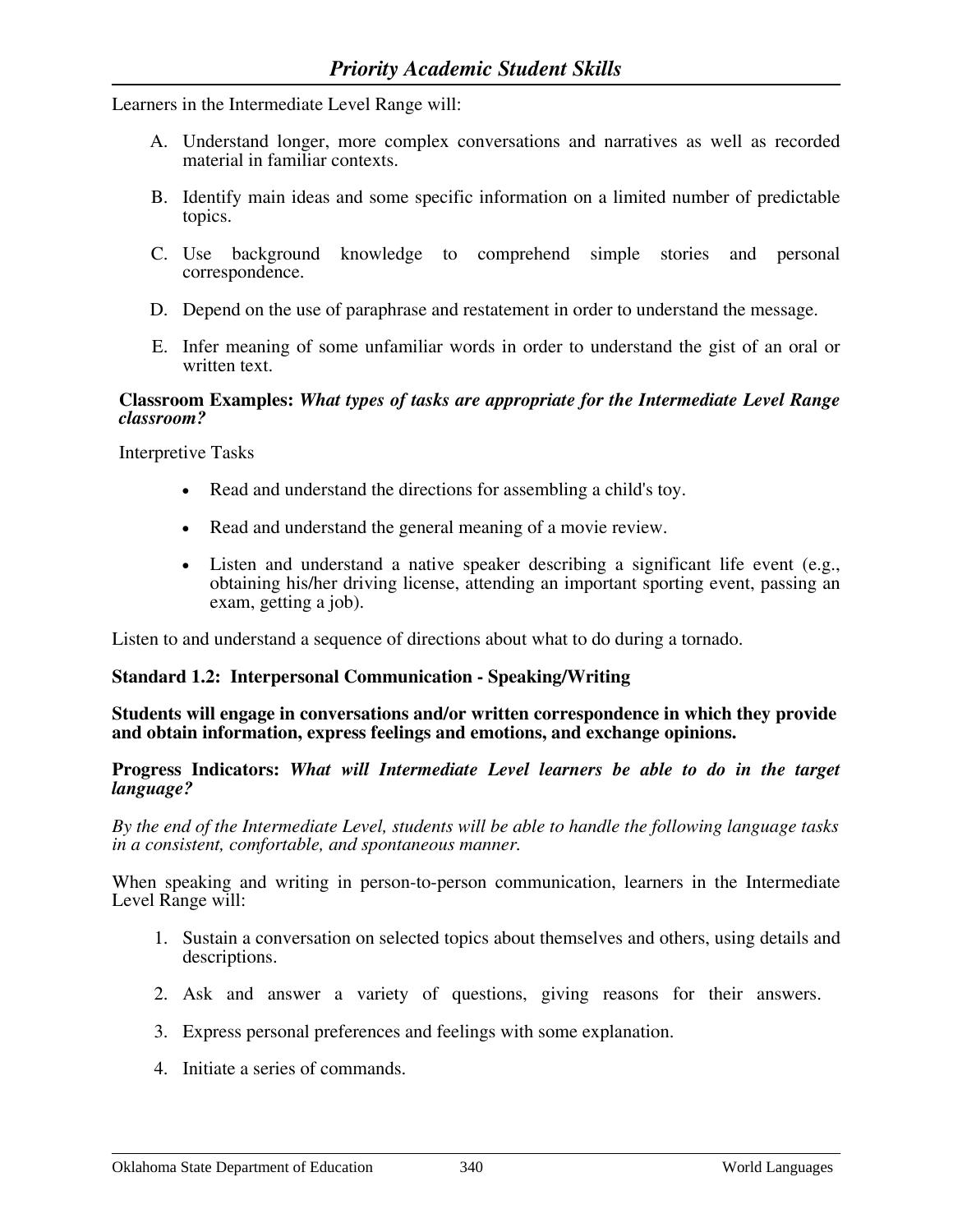Learners in the Intermediate Level Range will:

A. Understand longer, more complex conversations and narratives as well as recorded material in familiar contexts.

B. Identify main ideas and some specific information on a limited number of predictable topics.

C. Use background knowledge to comprehend simple stories and personal correspondence.

D. Depend on the use of paraphrase and restatement in order to understand the message.

E. Infer meaning of some unfamiliar words in order to understand the gist of an oral or written text.

**Classroom Examples:** ***What types of tasks are appropriate for the Intermediate Level Range classroom?***

Interpretive Tasks

- Read and understand the directions for assembling a child's toy.
- Read and understand the general meaning of a movie review.
- Listen and understand a native speaker describing a significant life event (e.g., obtaining his/her driving license, attending an important sporting event, passing an exam, getting a job).

Listen to and understand a sequence of directions about what to do during a tornado.

**Standard 1.2: Interpersonal Communication - Speaking/Writing**

**Students will engage in conversations and/or written correspondence in which they provide and obtain information, express feelings and emotions, and exchange opinions.**

**Progress Indicators:** ***What will Intermediate Level learners be able to do in the target language?***

*By the end of the Intermediate Level, students will be able to handle the following language tasks in a consistent, comfortable, and spontaneous manner.*

When speaking and writing in person-to-person communication, learners in the Intermediate Level Range will:

1. Sustain a conversation on selected topics about themselves and others, using details and descriptions.
2. Ask and answer a variety of questions, giving reasons for their answers.
3. Express personal preferences and feelings with some explanation.
4. Initiate a series of commands.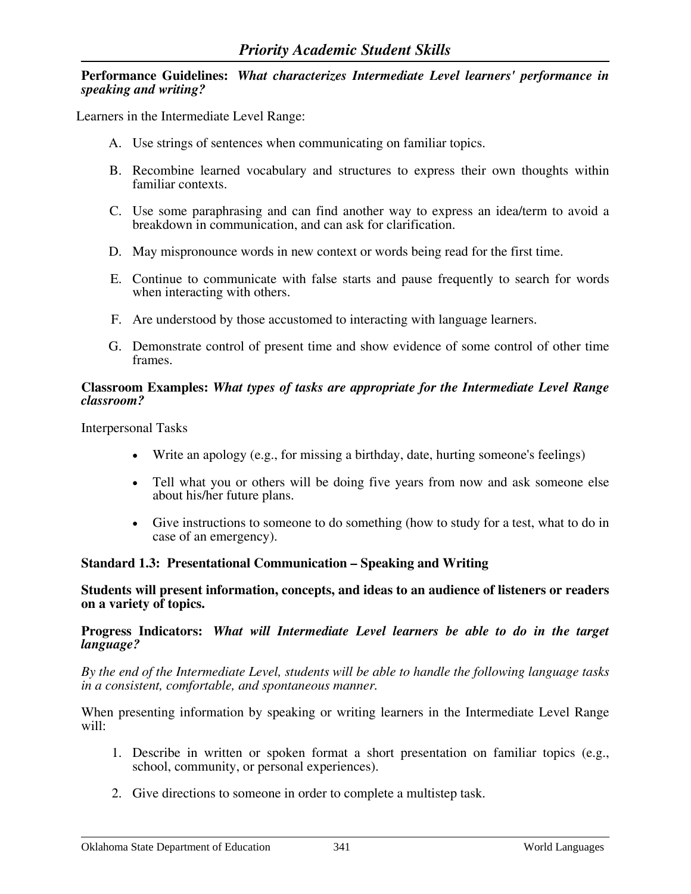**Performance Guidelines:** ***What characterizes Intermediate Level learners' performance in speaking and writing?***

Learners in the Intermediate Level Range:

A. Use strings of sentences when communicating on familiar topics.

B. Recombine learned vocabulary and structures to express their own thoughts within familiar contexts.

C. Use some paraphrasing and can find another way to express an idea/term to avoid a breakdown in communication, and can ask for clarification.

D. May mispronounce words in new context or words being read for the first time.

E. Continue to communicate with false starts and pause frequently to search for words when interacting with others.

F. Are understood by those accustomed to interacting with language learners.

G. Demonstrate control of present time and show evidence of some control of other time frames.

**Classroom Examples:** ***What types of tasks are appropriate for the Intermediate Level Range classroom?***

Interpersonal Tasks

- Write an apology (e.g., for missing a birthday, date, hurting someone's feelings)
- Tell what you or others will be doing five years from now and ask someone else about his/her future plans.
- Give instructions to someone to do something (how to study for a test, what to do in case of an emergency).

**Standard 1.3: Presentational Communication – Speaking and Writing**

**Students will present information, concepts, and ideas to an audience of listeners or readers on a variety of topics.**

**Progress Indicators:** ***What will Intermediate Level learners be able to do in the target language?***

*By the end of the Intermediate Level, students will be able to handle the following language tasks in a consistent, comfortable, and spontaneous manner.*

When presenting information by speaking or writing learners in the Intermediate Level Range will:

1. Describe in written or spoken format a short presentation on familiar topics (e.g., school, community, or personal experiences).
2. Give directions to someone in order to complete a multistep task.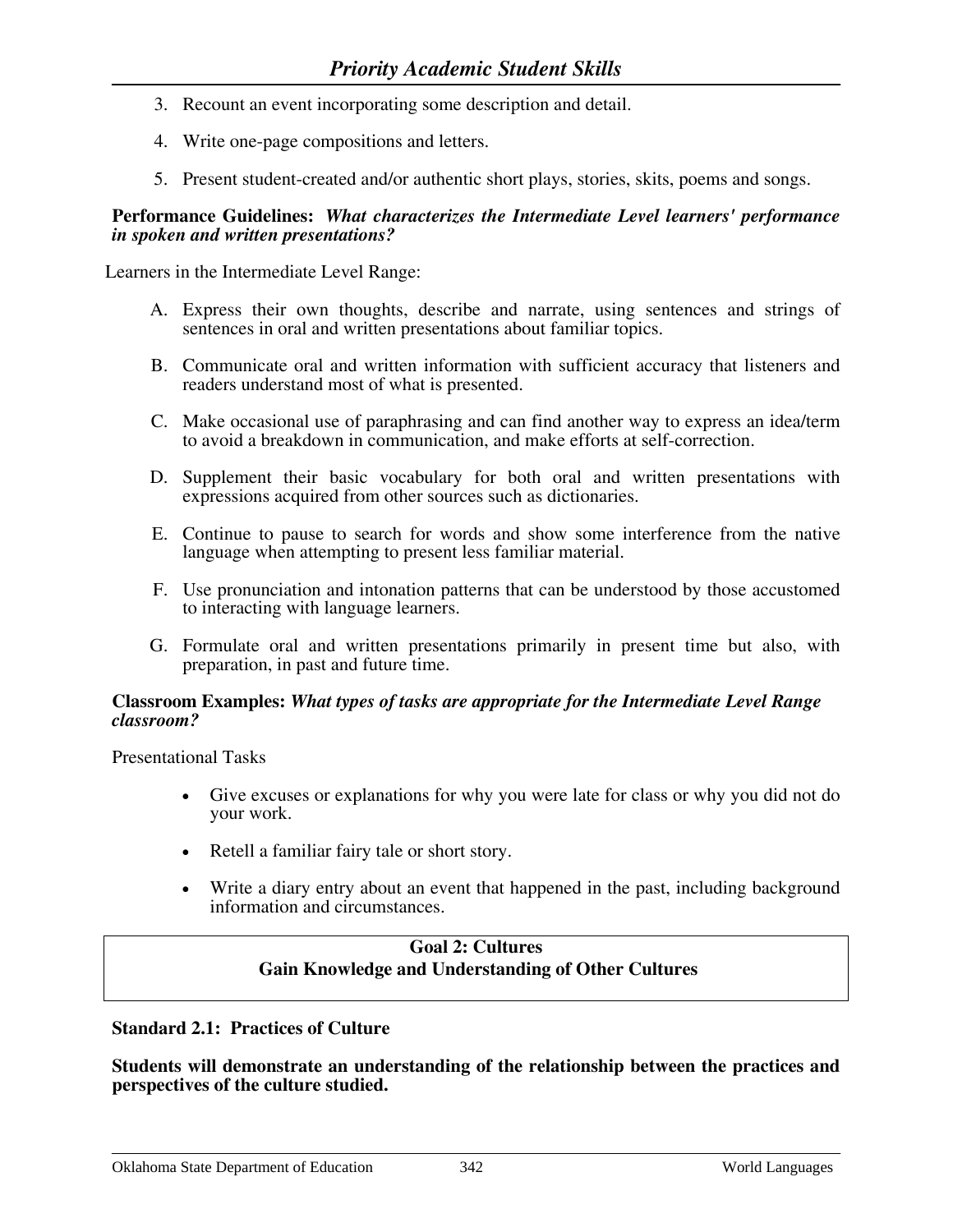3. Recount an event incorporating some description and detail.

4. Write one-page compositions and letters.

5. Present student-created and/or authentic short plays, stories, skits, poems and songs.

**Performance Guidelines:** ***What characterizes the Intermediate Level learners' performance in spoken and written presentations?***

Learners in the Intermediate Level Range:

A. Express their own thoughts, describe and narrate, using sentences and strings of sentences in oral and written presentations about familiar topics.

B. Communicate oral and written information with sufficient accuracy that listeners and readers understand most of what is presented.

C. Make occasional use of paraphrasing and can find another way to express an idea/term to avoid a breakdown in communication, and make efforts at self-correction.

D. Supplement their basic vocabulary for both oral and written presentations with expressions acquired from other sources such as dictionaries.

E. Continue to pause to search for words and show some interference from the native language when attempting to present less familiar material.

F. Use pronunciation and intonation patterns that can be understood by those accustomed to interacting with language learners.

G. Formulate oral and written presentations primarily in present time but also, with preparation, in past and future time.

**Classroom Examples:** ***What types of tasks are appropriate for the Intermediate Level Range classroom?***

Presentational Tasks

- Give excuses or explanations for why you were late for class or why you did not do your work.
- Retell a familiar fairy tale or short story.
- Write a diary entry about an event that happened in the past, including background information and circumstances.

## Goal 2: Cultures
## Gain Knowledge and Understanding of Other Cultures

### Standard 2.1: Practices of Culture

**Students will demonstrate an understanding of the relationship between the practices and perspectives of the culture studied.**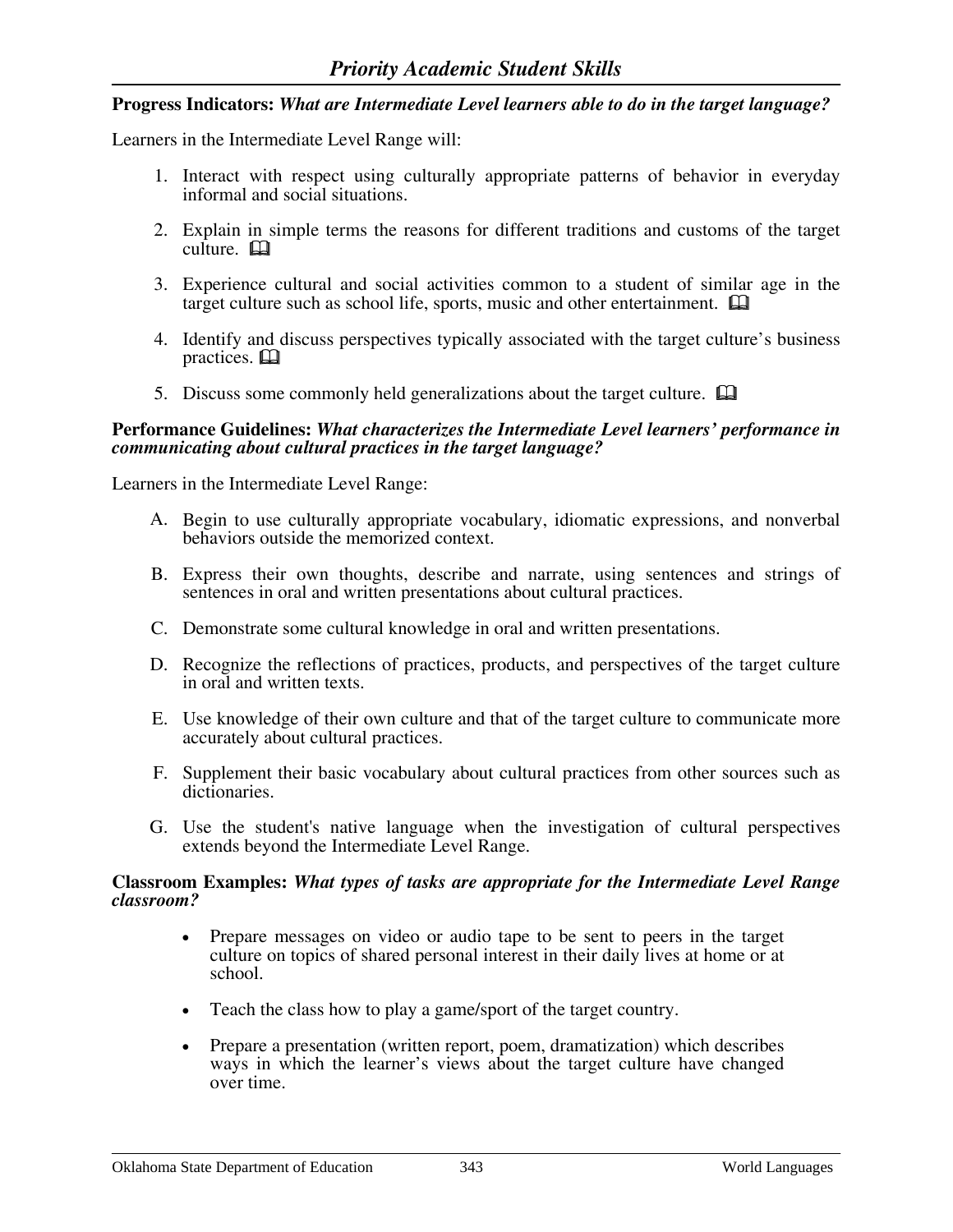## Priority Academic Student Skills

**Progress Indicators:** ***What are Intermediate Level learners able to do in the target language?***

Learners in the Intermediate Level Range will:

1. Interact with respect using culturally appropriate patterns of behavior in everyday informal and social situations.
2. Explain in simple terms the reasons for different traditions and customs of the target culture. 🕮
3. Experience cultural and social activities common to a student of similar age in the target culture such as school life, sports, music and other entertainment. 🕮
4. Identify and discuss perspectives typically associated with the target culture's business practices. 🕮
5. Discuss some commonly held generalizations about the target culture. 🕮

**Performance Guidelines:** ***What characterizes the Intermediate Level learners' performance in communicating about cultural practices in the target language?***

Learners in the Intermediate Level Range:

A. Begin to use culturally appropriate vocabulary, idiomatic expressions, and nonverbal behaviors outside the memorized context.

B. Express their own thoughts, describe and narrate, using sentences and strings of sentences in oral and written presentations about cultural practices.

C. Demonstrate some cultural knowledge in oral and written presentations.

D. Recognize the reflections of practices, products, and perspectives of the target culture in oral and written texts.

E. Use knowledge of their own culture and that of the target culture to communicate more accurately about cultural practices.

F. Supplement their basic vocabulary about cultural practices from other sources such as dictionaries.

G. Use the student's native language when the investigation of cultural perspectives extends beyond the Intermediate Level Range.

**Classroom Examples:** ***What types of tasks are appropriate for the Intermediate Level Range classroom?***

- Prepare messages on video or audio tape to be sent to peers in the target culture on topics of shared personal interest in their daily lives at home or at school.
- Teach the class how to play a game/sport of the target country.
- Prepare a presentation (written report, poem, dramatization) which describes ways in which the learner's views about the target culture have changed over time.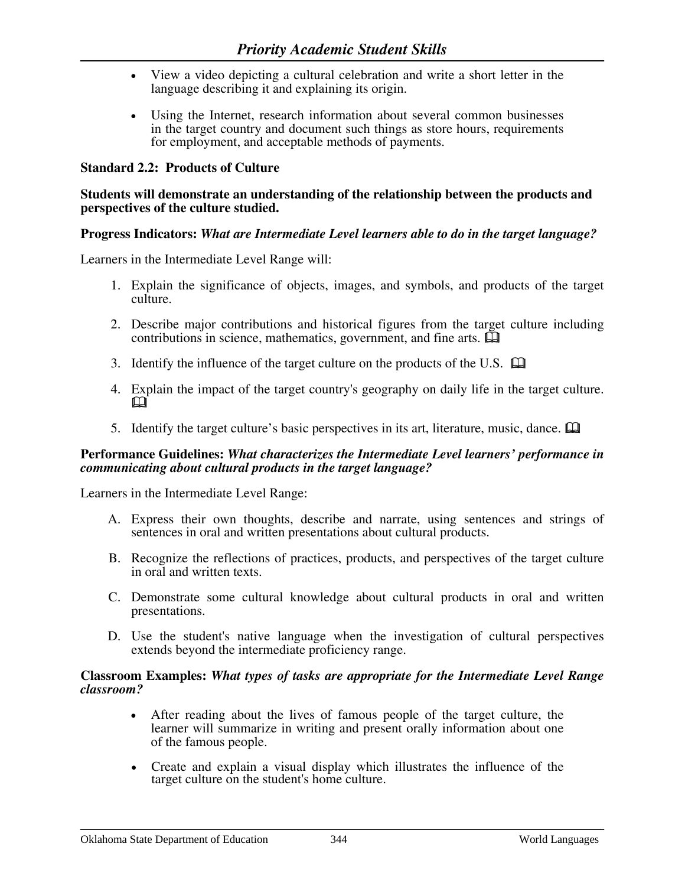- View a video depicting a cultural celebration and write a short letter in the language describing it and explaining its origin.

- Using the Internet, research information about several common businesses in the target country and document such things as store hours, requirements for employment, and acceptable methods of payments.

**Standard 2.2: Products of Culture**

**Students will demonstrate an understanding of the relationship between the products and perspectives of the culture studied.**

**Progress Indicators:** ***What are Intermediate Level learners able to do in the target language?***

Learners in the Intermediate Level Range will:

1. Explain the significance of objects, images, and symbols, and products of the target culture.

2. Describe major contributions and historical figures from the target culture including contributions in science, mathematics, government, and fine arts. 🕮

3. Identify the influence of the target culture on the products of the U.S. 🕮

4. Explain the impact of the target country's geography on daily life in the target culture. 🕮

5. Identify the target culture's basic perspectives in its art, literature, music, dance. 🕮

**Performance Guidelines:** ***What characterizes the Intermediate Level learners' performance in communicating about cultural products in the target language?***

Learners in the Intermediate Level Range:

A. Express their own thoughts, describe and narrate, using sentences and strings of sentences in oral and written presentations about cultural products.

B. Recognize the reflections of practices, products, and perspectives of the target culture in oral and written texts.

C. Demonstrate some cultural knowledge about cultural products in oral and written presentations.

D. Use the student's native language when the investigation of cultural perspectives extends beyond the intermediate proficiency range.

**Classroom Examples:** ***What types of tasks are appropriate for the Intermediate Level Range classroom?***

- After reading about the lives of famous people of the target culture, the learner will summarize in writing and present orally information about one of the famous people.

- Create and explain a visual display which illustrates the influence of the target culture on the student's home culture.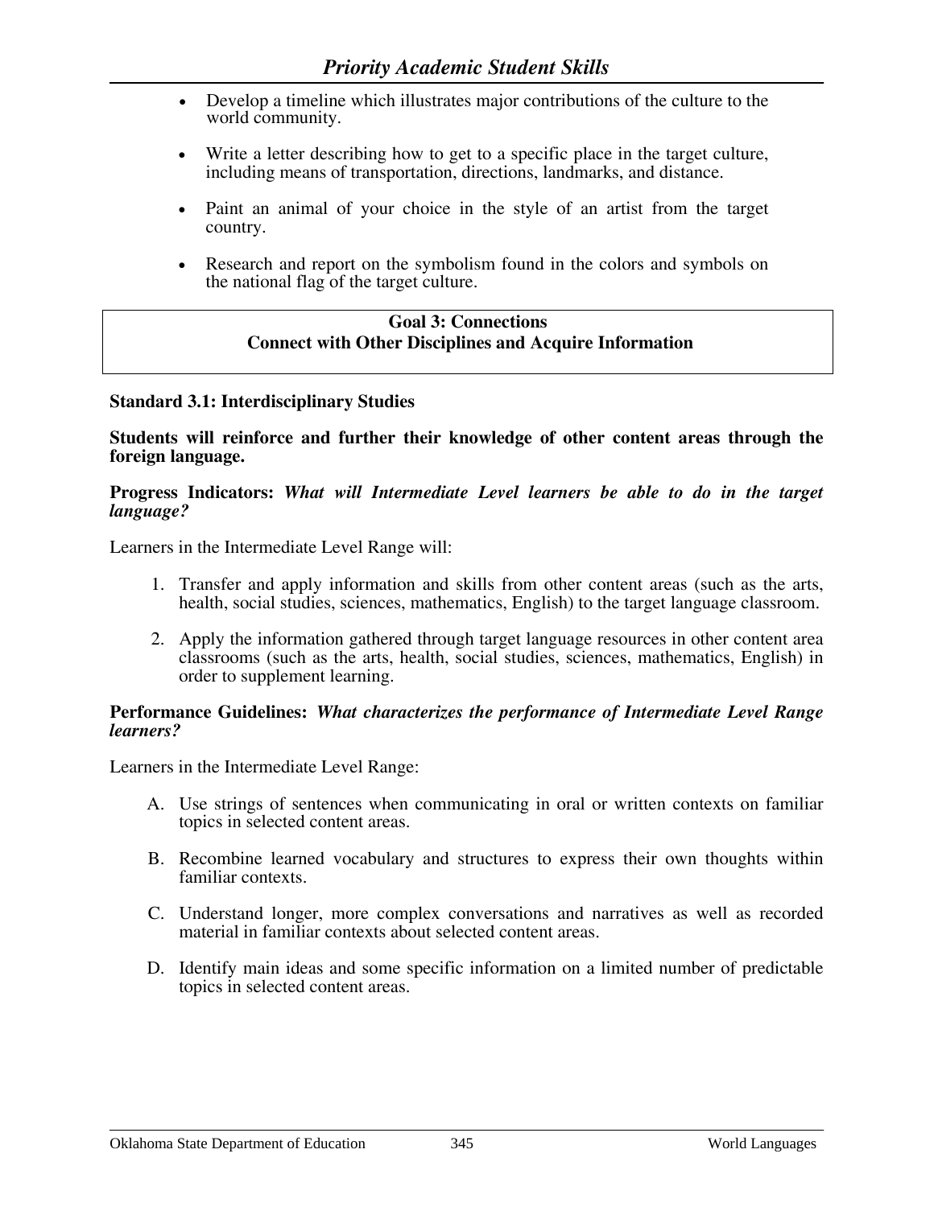- Develop a timeline which illustrates major contributions of the culture to the world community.
- Write a letter describing how to get to a specific place in the target culture, including means of transportation, directions, landmarks, and distance.
- Paint an animal of your choice in the style of an artist from the target country.
- Research and report on the symbolism found in the colors and symbols on the national flag of the target culture.

## Goal 3: Connections
## Connect with Other Disciplines and Acquire Information

**Standard 3.1: Interdisciplinary Studies**

**Students will reinforce and further their knowledge of other content areas through the foreign language.**

**Progress Indicators:** ***What will Intermediate Level learners be able to do in the target language?***

Learners in the Intermediate Level Range will:

1. Transfer and apply information and skills from other content areas (such as the arts, health, social studies, sciences, mathematics, English) to the target language classroom.
2. Apply the information gathered through target language resources in other content area classrooms (such as the arts, health, social studies, sciences, mathematics, English) in order to supplement learning.

**Performance Guidelines:** ***What characterizes the performance of Intermediate Level Range learners?***

Learners in the Intermediate Level Range:

A. Use strings of sentences when communicating in oral or written contexts on familiar topics in selected content areas.

B. Recombine learned vocabulary and structures to express their own thoughts within familiar contexts.

C. Understand longer, more complex conversations and narratives as well as recorded material in familiar contexts about selected content areas.

D. Identify main ideas and some specific information on a limited number of predictable topics in selected content areas.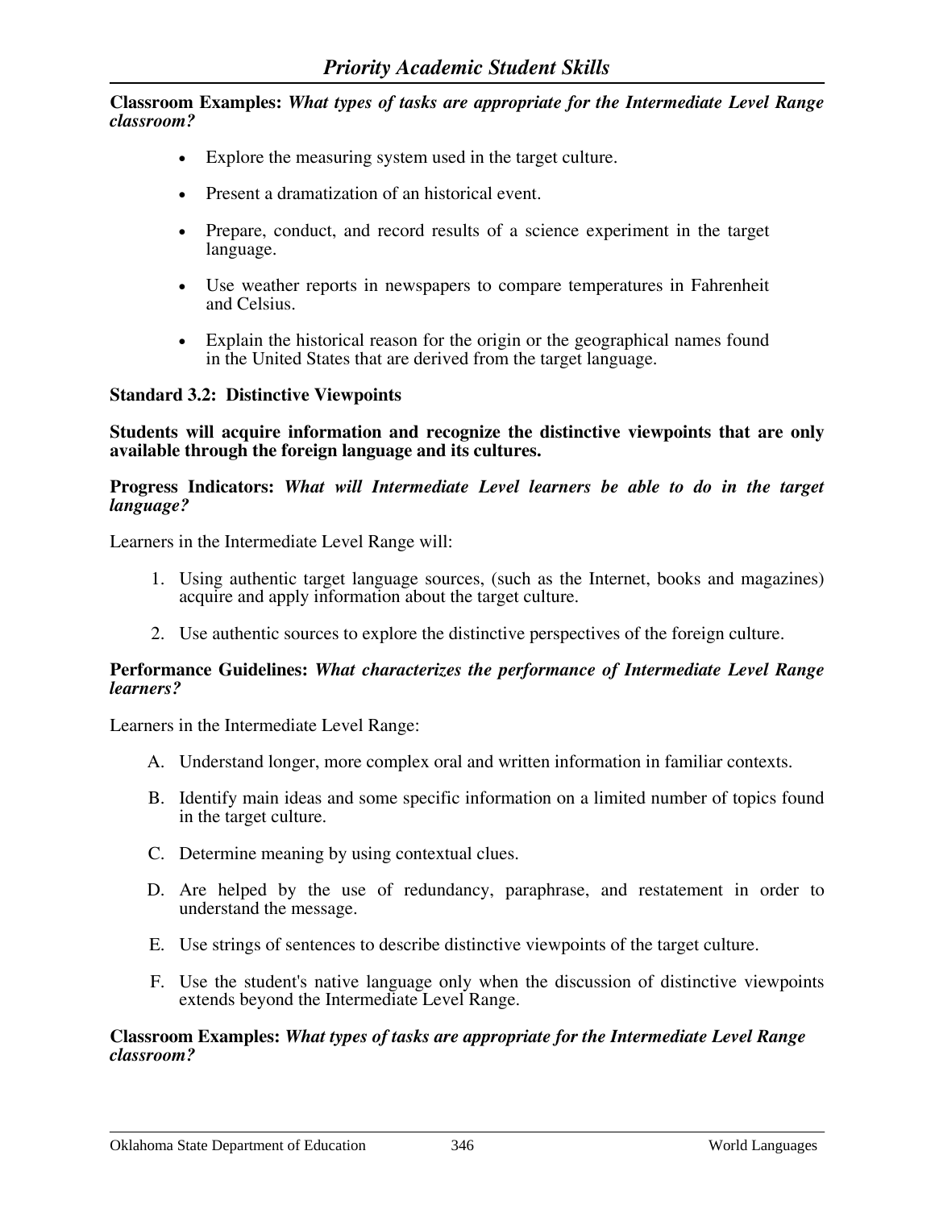**Classroom Examples:** ***What types of tasks are appropriate for the Intermediate Level Range classroom?***

- Explore the measuring system used in the target culture.
- Present a dramatization of an historical event.
- Prepare, conduct, and record results of a science experiment in the target language.
- Use weather reports in newspapers to compare temperatures in Fahrenheit and Celsius.
- Explain the historical reason for the origin or the geographical names found in the United States that are derived from the target language.

**Standard 3.2: Distinctive Viewpoints**

**Students will acquire information and recognize the distinctive viewpoints that are only available through the foreign language and its cultures.**

**Progress Indicators:** ***What will Intermediate Level learners be able to do in the target language?***

Learners in the Intermediate Level Range will:

1. Using authentic target language sources, (such as the Internet, books and magazines) acquire and apply information about the target culture.
2. Use authentic sources to explore the distinctive perspectives of the foreign culture.

**Performance Guidelines:** ***What characterizes the performance of Intermediate Level Range learners?***

Learners in the Intermediate Level Range:

A. Understand longer, more complex oral and written information in familiar contexts.

B. Identify main ideas and some specific information on a limited number of topics found in the target culture.

C. Determine meaning by using contextual clues.

D. Are helped by the use of redundancy, paraphrase, and restatement in order to understand the message.

E. Use strings of sentences to describe distinctive viewpoints of the target culture.

F. Use the student's native language only when the discussion of distinctive viewpoints extends beyond the Intermediate Level Range.

**Classroom Examples:** ***What types of tasks are appropriate for the Intermediate Level Range classroom?***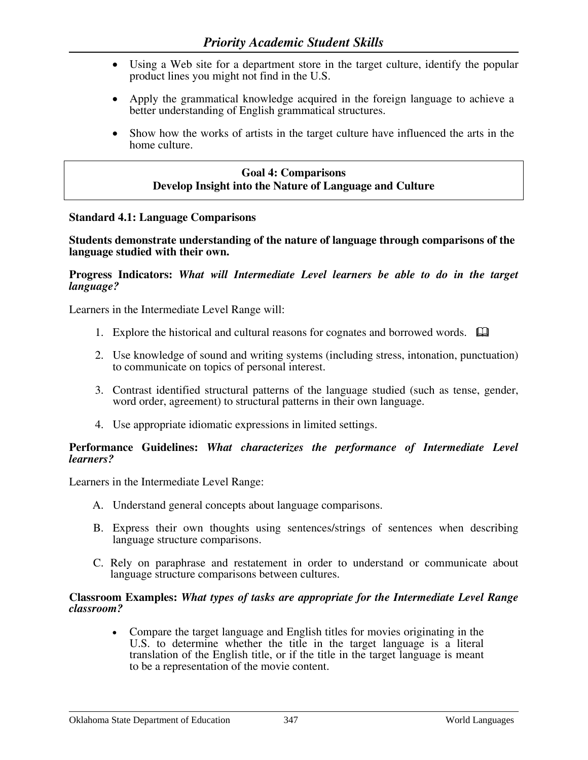- Using a Web site for a department store in the target culture, identify the popular product lines you might not find in the U.S.
- Apply the grammatical knowledge acquired in the foreign language to achieve a better understanding of English grammatical structures.
- Show how the works of artists in the target culture have influenced the arts in the home culture.

**Goal 4: Comparisons**
**Develop Insight into the Nature of Language and Culture**

**Standard 4.1: Language Comparisons**

**Students demonstrate understanding of the nature of language through comparisons of the language studied with their own.**

**Progress Indicators:** ***What will Intermediate Level learners be able to do in the target language?***

Learners in the Intermediate Level Range will:

1. Explore the historical and cultural reasons for cognates and borrowed words. 🕮
2. Use knowledge of sound and writing systems (including stress, intonation, punctuation) to communicate on topics of personal interest.
3. Contrast identified structural patterns of the language studied (such as tense, gender, word order, agreement) to structural patterns in their own language.
4. Use appropriate idiomatic expressions in limited settings.

**Performance Guidelines:** ***What characterizes the performance of Intermediate Level learners?***

Learners in the Intermediate Level Range:

A. Understand general concepts about language comparisons.

B. Express their own thoughts using sentences/strings of sentences when describing language structure comparisons.

C. Rely on paraphrase and restatement in order to understand or communicate about language structure comparisons between cultures.

**Classroom Examples:** ***What types of tasks are appropriate for the Intermediate Level Range classroom?***

- Compare the target language and English titles for movies originating in the U.S. to determine whether the title in the target language is a literal translation of the English title, or if the title in the target language is meant to be a representation of the movie content.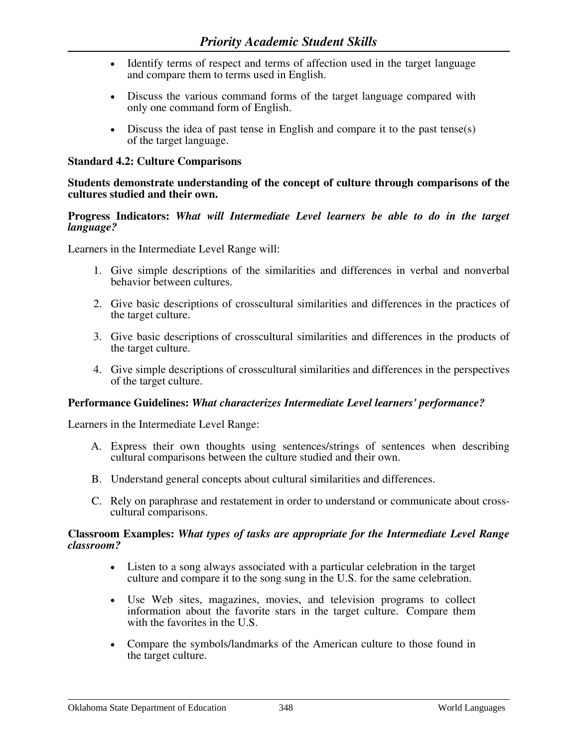- Identify terms of respect and terms of affection used in the target language and compare them to terms used in English.
- Discuss the various command forms of the target language compared with only one command form of English.
- Discuss the idea of past tense in English and compare it to the past tense(s) of the target language.

**Standard 4.2: Culture Comparisons**

**Students demonstrate understanding of the concept of culture through comparisons of the cultures studied and their own.**

**Progress Indicators:** ***What will Intermediate Level learners be able to do in the target language?***

Learners in the Intermediate Level Range will:

1. Give simple descriptions of the similarities and differences in verbal and nonverbal behavior between cultures.
2. Give basic descriptions of crosscultural similarities and differences in the practices of the target culture.
3. Give basic descriptions of crosscultural similarities and differences in the products of the target culture.
4. Give simple descriptions of crosscultural similarities and differences in the perspectives of the target culture.

**Performance Guidelines:** ***What characterizes Intermediate Level learners' performance?***

Learners in the Intermediate Level Range:

A. Express their own thoughts using sentences/strings of sentences when describing cultural comparisons between the culture studied and their own.

B. Understand general concepts about cultural similarities and differences.

C. Rely on paraphrase and restatement in order to understand or communicate about cross-cultural comparisons.

**Classroom Examples:** ***What types of tasks are appropriate for the Intermediate Level Range classroom?***

- Listen to a song always associated with a particular celebration in the target culture and compare it to the song sung in the U.S. for the same celebration.
- Use Web sites, magazines, movies, and television programs to collect information about the favorite stars in the target culture. Compare them with the favorites in the U.S.
- Compare the symbols/landmarks of the American culture to those found in the target culture.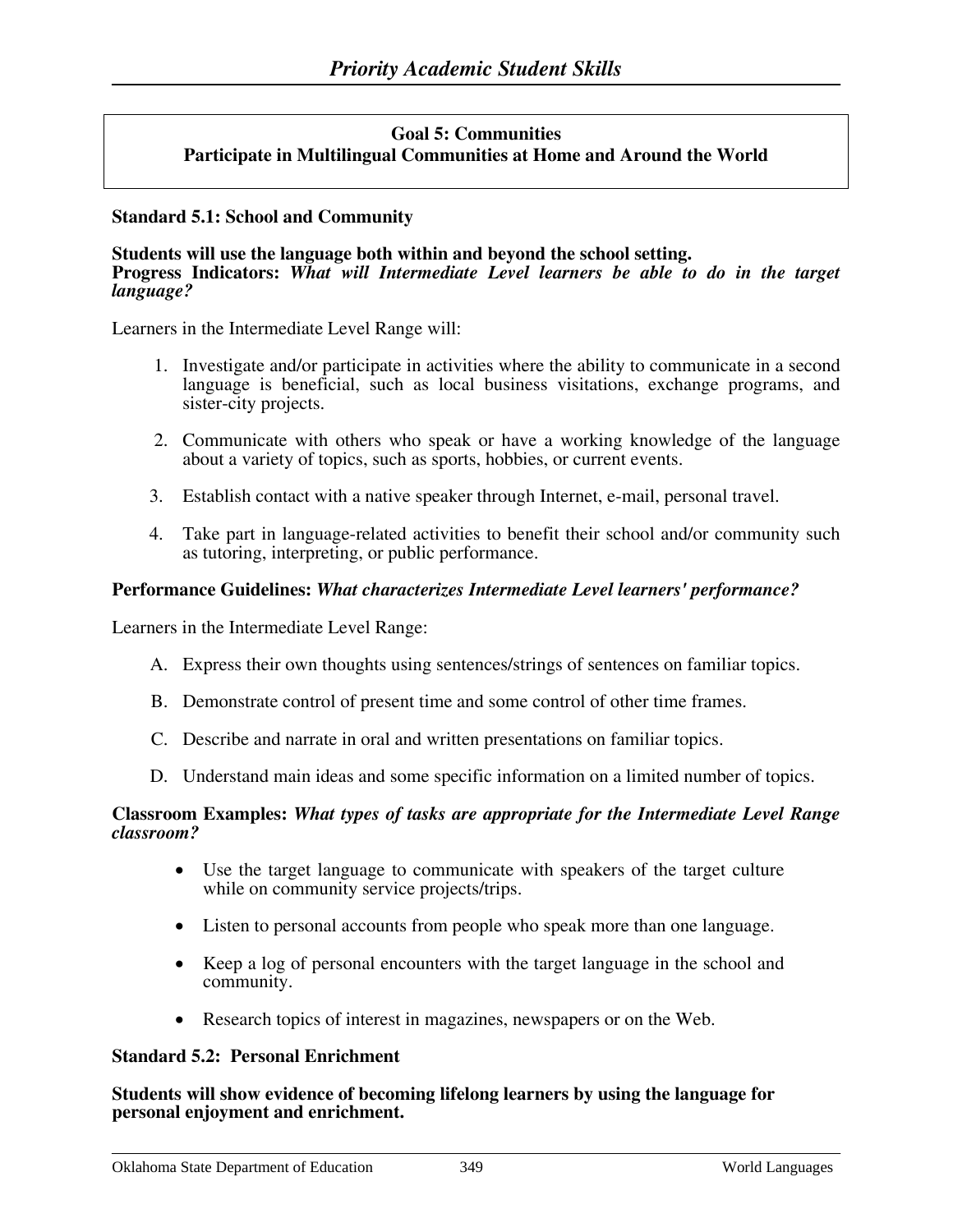**Goal 5: Communities**
**Participate in Multilingual Communities at Home and Around the World**

**Standard 5.1: School and Community**

**Students will use the language both within and beyond the school setting.**
**Progress Indicators:** ***What will Intermediate Level learners be able to do in the target language?***

Learners in the Intermediate Level Range will:

1. Investigate and/or participate in activities where the ability to communicate in a second language is beneficial, such as local business visitations, exchange programs, and sister-city projects.

2. Communicate with others who speak or have a working knowledge of the language about a variety of topics, such as sports, hobbies, or current events.

3. Establish contact with a native speaker through Internet, e-mail, personal travel.

4. Take part in language-related activities to benefit their school and/or community such as tutoring, interpreting, or public performance.

**Performance Guidelines:** ***What characterizes Intermediate Level learners' performance?***

Learners in the Intermediate Level Range:

A. Express their own thoughts using sentences/strings of sentences on familiar topics.

B. Demonstrate control of present time and some control of other time frames.

C. Describe and narrate in oral and written presentations on familiar topics.

D. Understand main ideas and some specific information on a limited number of topics.

**Classroom Examples:** ***What types of tasks are appropriate for the Intermediate Level Range classroom?***

- Use the target language to communicate with speakers of the target culture while on community service projects/trips.

- Listen to personal accounts from people who speak more than one language.

- Keep a log of personal encounters with the target language in the school and community.

- Research topics of interest in magazines, newspapers or on the Web.

**Standard 5.2: Personal Enrichment**

**Students will show evidence of becoming lifelong learners by using the language for personal enjoyment and enrichment.**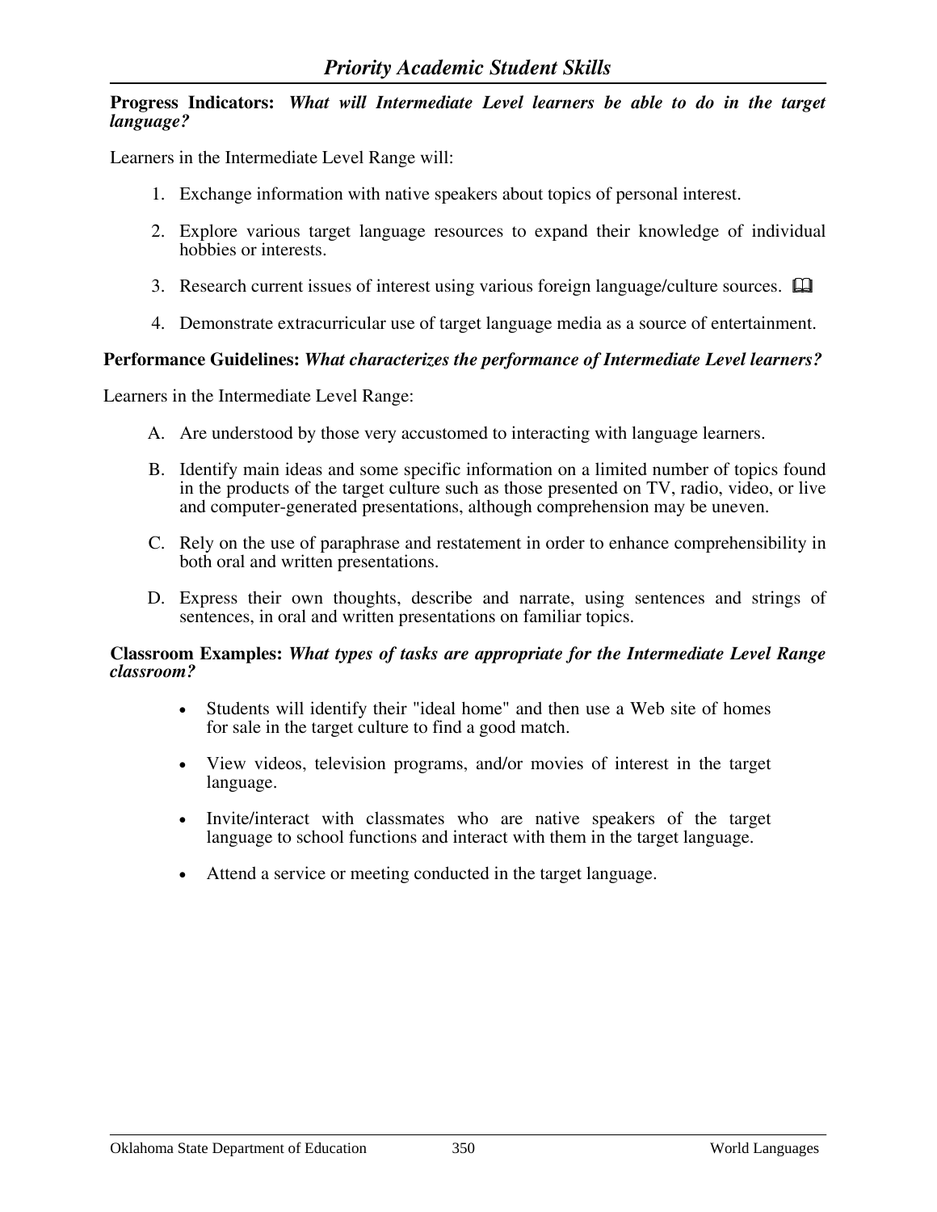## Priority Academic Student Skills

**Progress Indicators:** ***What will Intermediate Level learners be able to do in the target language?***

Learners in the Intermediate Level Range will:

1. Exchange information with native speakers about topics of personal interest.
2. Explore various target language resources to expand their knowledge of individual hobbies or interests.
3. Research current issues of interest using various foreign language/culture sources. 🕮
4. Demonstrate extracurricular use of target language media as a source of entertainment.

**Performance Guidelines:** ***What characterizes the performance of Intermediate Level learners?***

Learners in the Intermediate Level Range:

A. Are understood by those very accustomed to interacting with language learners.

B. Identify main ideas and some specific information on a limited number of topics found in the products of the target culture such as those presented on TV, radio, video, or live and computer-generated presentations, although comprehension may be uneven.

C. Rely on the use of paraphrase and restatement in order to enhance comprehensibility in both oral and written presentations.

D. Express their own thoughts, describe and narrate, using sentences and strings of sentences, in oral and written presentations on familiar topics.

**Classroom Examples:** ***What types of tasks are appropriate for the Intermediate Level Range classroom?***

- Students will identify their "ideal home" and then use a Web site of homes for sale in the target culture to find a good match.
- View videos, television programs, and/or movies of interest in the target language.
- Invite/interact with classmates who are native speakers of the target language to school functions and interact with them in the target language.
- Attend a service or meeting conducted in the target language.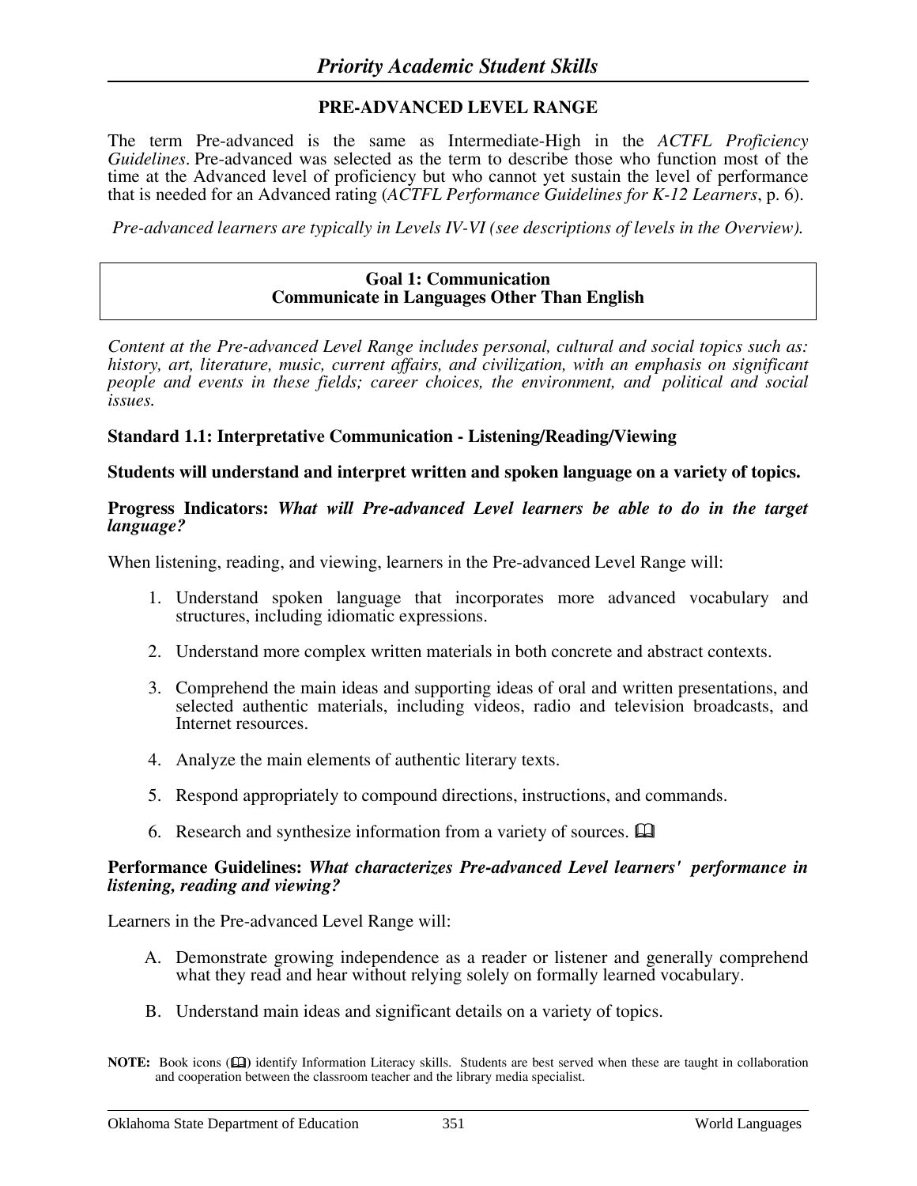## PRE-ADVANCED LEVEL RANGE

The term Pre-advanced is the same as Intermediate-High in the *ACTFL Proficiency Guidelines*. Pre-advanced was selected as the term to describe those who function most of the time at the Advanced level of proficiency but who cannot yet sustain the level of performance that is needed for an Advanced rating (*ACTFL Performance Guidelines for K-12 Learners*, p. 6).

*Pre-advanced learners are typically in Levels IV-VI (see descriptions of levels in the Overview).*

### Goal 1: Communication
### Communicate in Languages Other Than English

*Content at the Pre-advanced Level Range includes personal, cultural and social topics such as: history, art, literature, music, current affairs, and civilization, with an emphasis on significant people and events in these fields; career choices, the environment, and political and social issues.*

**Standard 1.1: Interpretative Communication - Listening/Reading/Viewing**

**Students will understand and interpret written and spoken language on a variety of topics.**

**Progress Indicators:** ***What will Pre-advanced Level learners be able to do in the target language?***

When listening, reading, and viewing, learners in the Pre-advanced Level Range will:

1. Understand spoken language that incorporates more advanced vocabulary and structures, including idiomatic expressions.
2. Understand more complex written materials in both concrete and abstract contexts.
3. Comprehend the main ideas and supporting ideas of oral and written presentations, and selected authentic materials, including videos, radio and television broadcasts, and Internet resources.
4. Analyze the main elements of authentic literary texts.
5. Respond appropriately to compound directions, instructions, and commands.
6. Research and synthesize information from a variety of sources. 📖

**Performance Guidelines:** ***What characterizes Pre-advanced Level learners' performance in listening, reading and viewing?***

Learners in the Pre-advanced Level Range will:

A. Demonstrate growing independence as a reader or listener and generally comprehend what they read and hear without relying solely on formally learned vocabulary.

B. Understand main ideas and significant details on a variety of topics.

**NOTE:** Book icons (📖) identify Information Literacy skills. Students are best served when these are taught in collaboration and cooperation between the classroom teacher and the library media specialist.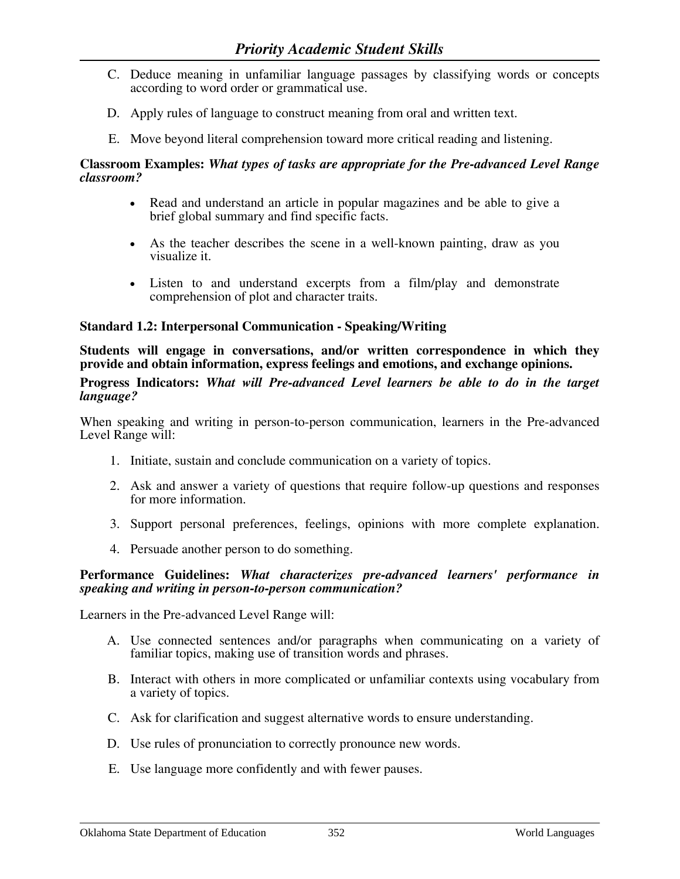C. Deduce meaning in unfamiliar language passages by classifying words or concepts according to word order or grammatical use.

D. Apply rules of language to construct meaning from oral and written text.

E. Move beyond literal comprehension toward more critical reading and listening.

**Classroom Examples:** ***What types of tasks are appropriate for the Pre-advanced Level Range classroom?***

- Read and understand an article in popular magazines and be able to give a brief global summary and find specific facts.
- As the teacher describes the scene in a well-known painting, draw as you visualize it.
- Listen to and understand excerpts from a film/play and demonstrate comprehension of plot and character traits.

**Standard 1.2: Interpersonal Communication - Speaking/Writing**

**Students will engage in conversations, and/or written correspondence in which they provide and obtain information, express feelings and emotions, and exchange opinions.**

**Progress Indicators:** ***What will Pre-advanced Level learners be able to do in the target language?***

When speaking and writing in person-to-person communication, learners in the Pre-advanced Level Range will:

1. Initiate, sustain and conclude communication on a variety of topics.
2. Ask and answer a variety of questions that require follow-up questions and responses for more information.
3. Support personal preferences, feelings, opinions with more complete explanation.
4. Persuade another person to do something.

**Performance Guidelines:** ***What characterizes pre-advanced learners' performance in speaking and writing in person-to-person communication?***

Learners in the Pre-advanced Level Range will:

A. Use connected sentences and/or paragraphs when communicating on a variety of familiar topics, making use of transition words and phrases.

B. Interact with others in more complicated or unfamiliar contexts using vocabulary from a variety of topics.

C. Ask for clarification and suggest alternative words to ensure understanding.

D. Use rules of pronunciation to correctly pronounce new words.

E. Use language more confidently and with fewer pauses.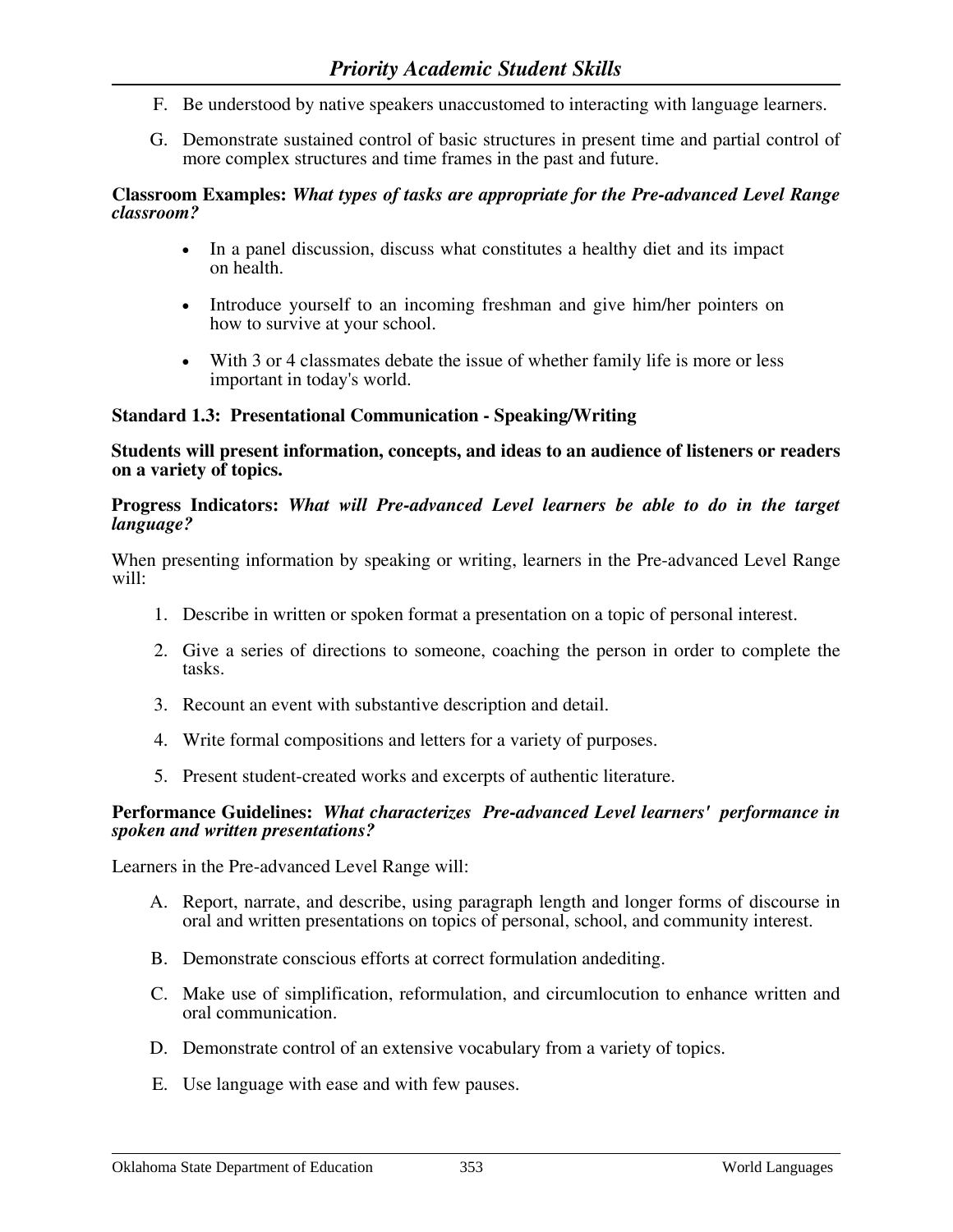F. Be understood by native speakers unaccustomed to interacting with language learners.

G. Demonstrate sustained control of basic structures in present time and partial control of more complex structures and time frames in the past and future.

**Classroom Examples:** ***What types of tasks are appropriate for the Pre-advanced Level Range classroom?***

- In a panel discussion, discuss what constitutes a healthy diet and its impact on health.
- Introduce yourself to an incoming freshman and give him/her pointers on how to survive at your school.
- With 3 or 4 classmates debate the issue of whether family life is more or less important in today's world.

**Standard 1.3: Presentational Communication - Speaking/Writing**

**Students will present information, concepts, and ideas to an audience of listeners or readers on a variety of topics.**

**Progress Indicators:** ***What will Pre-advanced Level learners be able to do in the target language?***

When presenting information by speaking or writing, learners in the Pre-advanced Level Range will:

1. Describe in written or spoken format a presentation on a topic of personal interest.
2. Give a series of directions to someone, coaching the person in order to complete the tasks.
3. Recount an event with substantive description and detail.
4. Write formal compositions and letters for a variety of purposes.
5. Present student-created works and excerpts of authentic literature.

**Performance Guidelines:** ***What characterizes Pre-advanced Level learners' performance in spoken and written presentations?***

Learners in the Pre-advanced Level Range will:

A. Report, narrate, and describe, using paragraph length and longer forms of discourse in oral and written presentations on topics of personal, school, and community interest.

B. Demonstrate conscious efforts at correct formulation andediting.

C. Make use of simplification, reformulation, and circumlocution to enhance written and oral communication.

D. Demonstrate control of an extensive vocabulary from a variety of topics.

E. Use language with ease and with few pauses.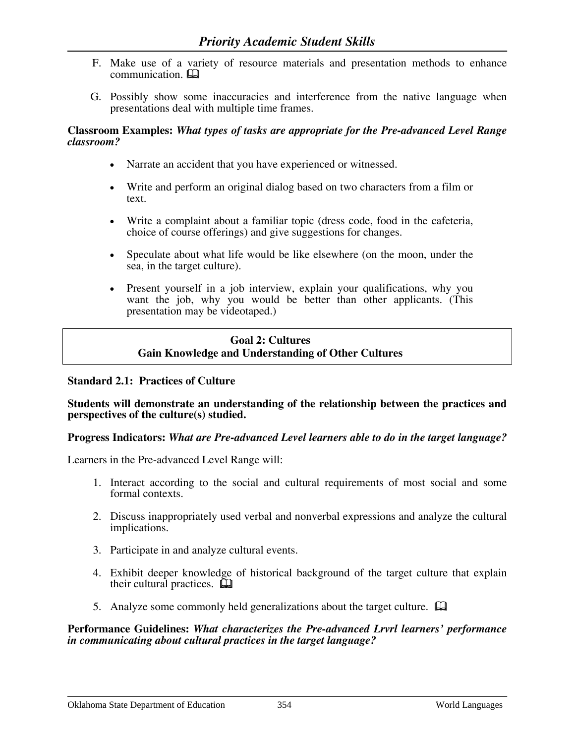F. Make use of a variety of resource materials and presentation methods to enhance communication. 🕮

G. Possibly show some inaccuracies and interference from the native language when presentations deal with multiple time frames.

**Classroom Examples:** ***What types of tasks are appropriate for the Pre-advanced Level Range classroom?***

- Narrate an accident that you have experienced or witnessed.
- Write and perform an original dialog based on two characters from a film or text.
- Write a complaint about a familiar topic (dress code, food in the cafeteria, choice of course offerings) and give suggestions for changes.
- Speculate about what life would be like elsewhere (on the moon, under the sea, in the target culture).
- Present yourself in a job interview, explain your qualifications, why you want the job, why you would be better than other applicants. (This presentation may be videotaped.)

## Goal 2: Cultures
## Gain Knowledge and Understanding of Other Cultures

**Standard 2.1: Practices of Culture**

**Students will demonstrate an understanding of the relationship between the practices and perspectives of the culture(s) studied.**

**Progress Indicators:** ***What are Pre-advanced Level learners able to do in the target language?***

Learners in the Pre-advanced Level Range will:

1. Interact according to the social and cultural requirements of most social and some formal contexts.
2. Discuss inappropriately used verbal and nonverbal expressions and analyze the cultural implications.
3. Participate in and analyze cultural events.
4. Exhibit deeper knowledge of historical background of the target culture that explain their cultural practices. 🕮
5. Analyze some commonly held generalizations about the target culture. 🕮

**Performance Guidelines:** ***What characterizes the Pre-advanced Lrvrl learners' performance in communicating about cultural practices in the target language?***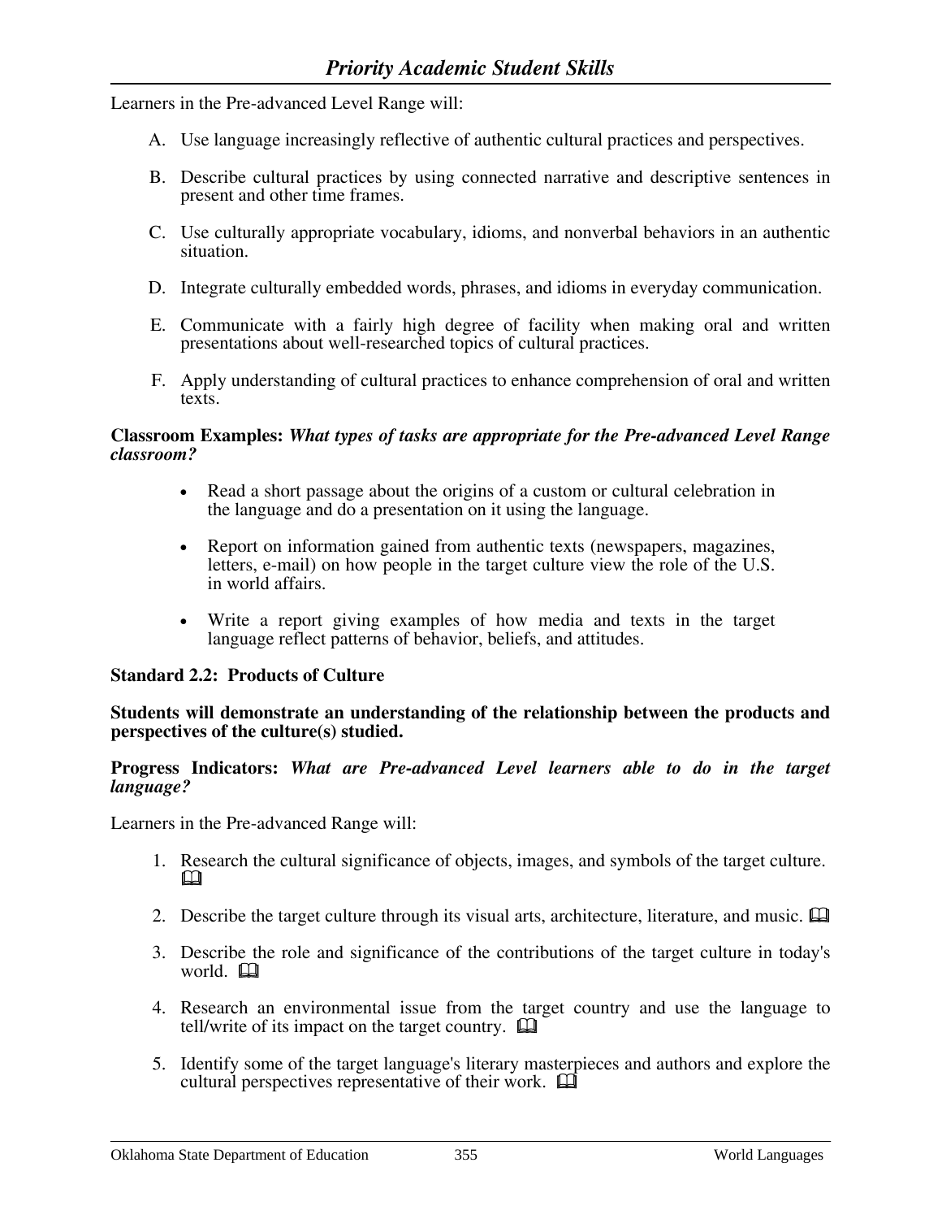Learners in the Pre-advanced Level Range will:

A. Use language increasingly reflective of authentic cultural practices and perspectives.

B. Describe cultural practices by using connected narrative and descriptive sentences in present and other time frames.

C. Use culturally appropriate vocabulary, idioms, and nonverbal behaviors in an authentic situation.

D. Integrate culturally embedded words, phrases, and idioms in everyday communication.

E. Communicate with a fairly high degree of facility when making oral and written presentations about well-researched topics of cultural practices.

F. Apply understanding of cultural practices to enhance comprehension of oral and written texts.

**Classroom Examples:** ***What types of tasks are appropriate for the Pre-advanced Level Range classroom?***

- Read a short passage about the origins of a custom or cultural celebration in the language and do a presentation on it using the language.
- Report on information gained from authentic texts (newspapers, magazines, letters, e-mail) on how people in the target culture view the role of the U.S. in world affairs.
- Write a report giving examples of how media and texts in the target language reflect patterns of behavior, beliefs, and attitudes.

**Standard 2.2: Products of Culture**

**Students will demonstrate an understanding of the relationship between the products and perspectives of the culture(s) studied.**

**Progress Indicators:** ***What are Pre-advanced Level learners able to do in the target language?***

Learners in the Pre-advanced Range will:

1. Research the cultural significance of objects, images, and symbols of the target culture. 🕮
2. Describe the target culture through its visual arts, architecture, literature, and music. 🕮
3. Describe the role and significance of the contributions of the target culture in today's world. 🕮
4. Research an environmental issue from the target country and use the language to tell/write of its impact on the target country. 🕮
5. Identify some of the target language's literary masterpieces and authors and explore the cultural perspectives representative of their work. 🕮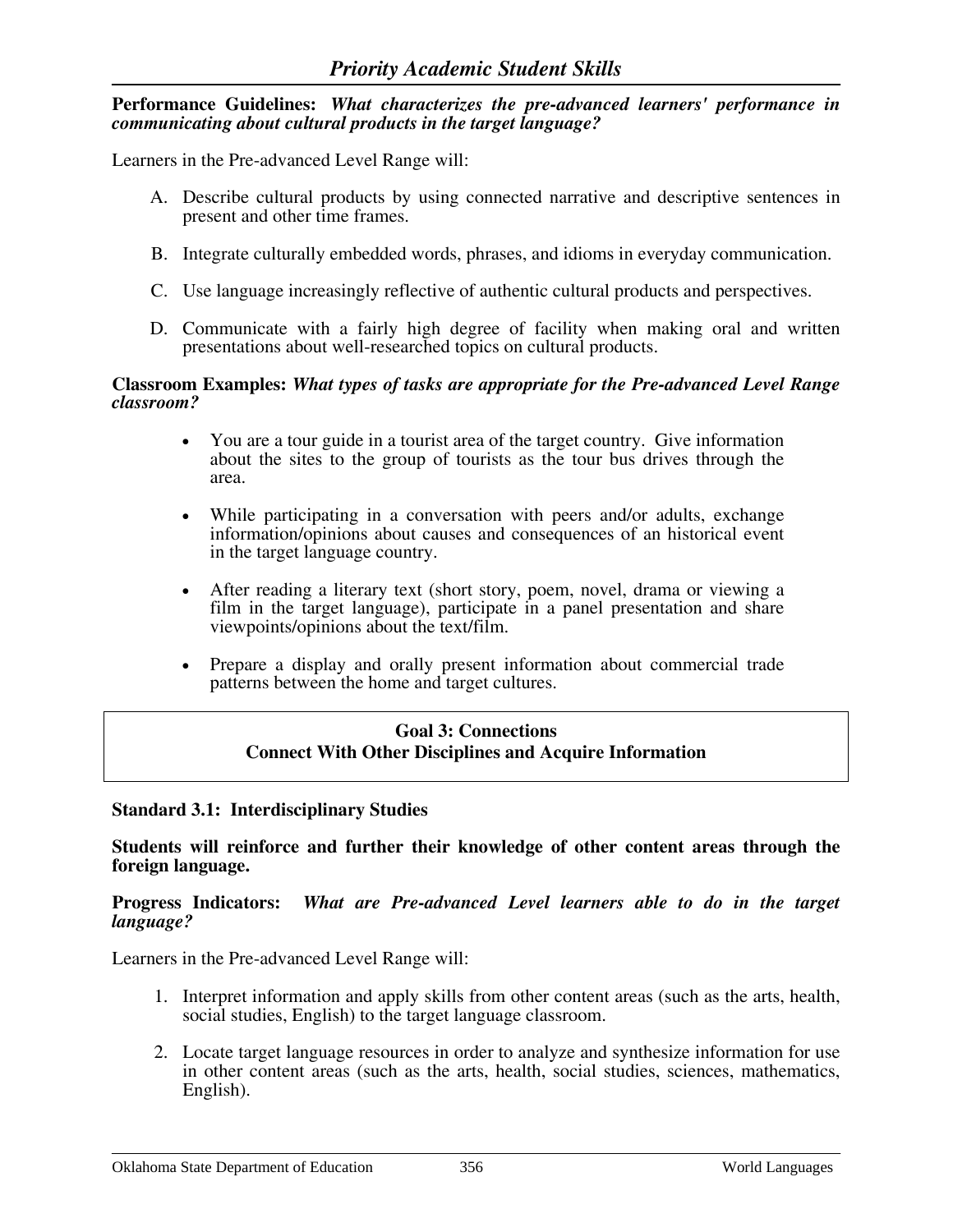**Performance Guidelines:** ***What characterizes the pre-advanced learners' performance in communicating about cultural products in the target language?***

Learners in the Pre-advanced Level Range will:

A. Describe cultural products by using connected narrative and descriptive sentences in present and other time frames.

B. Integrate culturally embedded words, phrases, and idioms in everyday communication.

C. Use language increasingly reflective of authentic cultural products and perspectives.

D. Communicate with a fairly high degree of facility when making oral and written presentations about well-researched topics on cultural products.

**Classroom Examples:** ***What types of tasks are appropriate for the Pre-advanced Level Range classroom?***

- You are a tour guide in a tourist area of the target country. Give information about the sites to the group of tourists as the tour bus drives through the area.
- While participating in a conversation with peers and/or adults, exchange information/opinions about causes and consequences of an historical event in the target language country.
- After reading a literary text (short story, poem, novel, drama or viewing a film in the target language), participate in a panel presentation and share viewpoints/opinions about the text/film.
- Prepare a display and orally present information about commercial trade patterns between the home and target cultures.

## Goal 3: Connections
## Connect With Other Disciplines and Acquire Information

### Standard 3.1: Interdisciplinary Studies

**Students will reinforce and further their knowledge of other content areas through the foreign language.**

**Progress Indicators:** ***What are Pre-advanced Level learners able to do in the target language?***

Learners in the Pre-advanced Level Range will:

1. Interpret information and apply skills from other content areas (such as the arts, health, social studies, English) to the target language classroom.

2. Locate target language resources in order to analyze and synthesize information for use in other content areas (such as the arts, health, social studies, sciences, mathematics, English).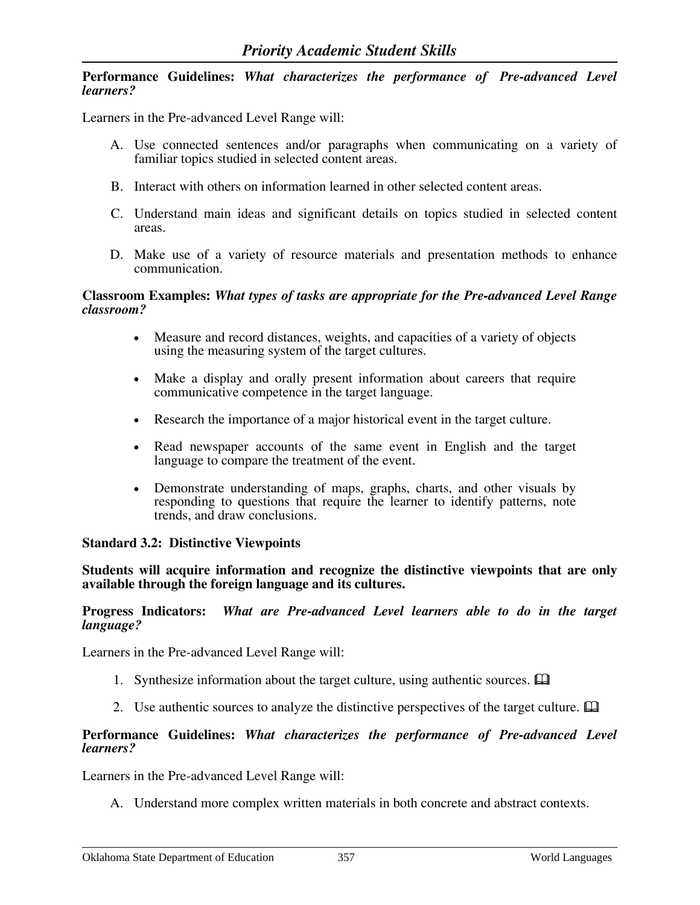**Performance Guidelines:** ***What characterizes the performance of Pre-advanced Level learners?***

Learners in the Pre-advanced Level Range will:

A. Use connected sentences and/or paragraphs when communicating on a variety of familiar topics studied in selected content areas.

B. Interact with others on information learned in other selected content areas.

C. Understand main ideas and significant details on topics studied in selected content areas.

D. Make use of a variety of resource materials and presentation methods to enhance communication.

**Classroom Examples:** ***What types of tasks are appropriate for the Pre-advanced Level Range classroom?***

- Measure and record distances, weights, and capacities of a variety of objects using the measuring system of the target cultures.
- Make a display and orally present information about careers that require communicative competence in the target language.
- Research the importance of a major historical event in the target culture.
- Read newspaper accounts of the same event in English and the target language to compare the treatment of the event.
- Demonstrate understanding of maps, graphs, charts, and other visuals by responding to questions that require the learner to identify patterns, note trends, and draw conclusions.

**Standard 3.2: Distinctive Viewpoints**

**Students will acquire information and recognize the distinctive viewpoints that are only available through the foreign language and its cultures.**

**Progress Indicators:** ***What are Pre-advanced Level learners able to do in the target language?***

Learners in the Pre-advanced Level Range will:

1. Synthesize information about the target culture, using authentic sources. 📖
2. Use authentic sources to analyze the distinctive perspectives of the target culture. 📖

**Performance Guidelines:** ***What characterizes the performance of Pre-advanced Level learners?***

Learners in the Pre-advanced Level Range will:

A. Understand more complex written materials in both concrete and abstract contexts.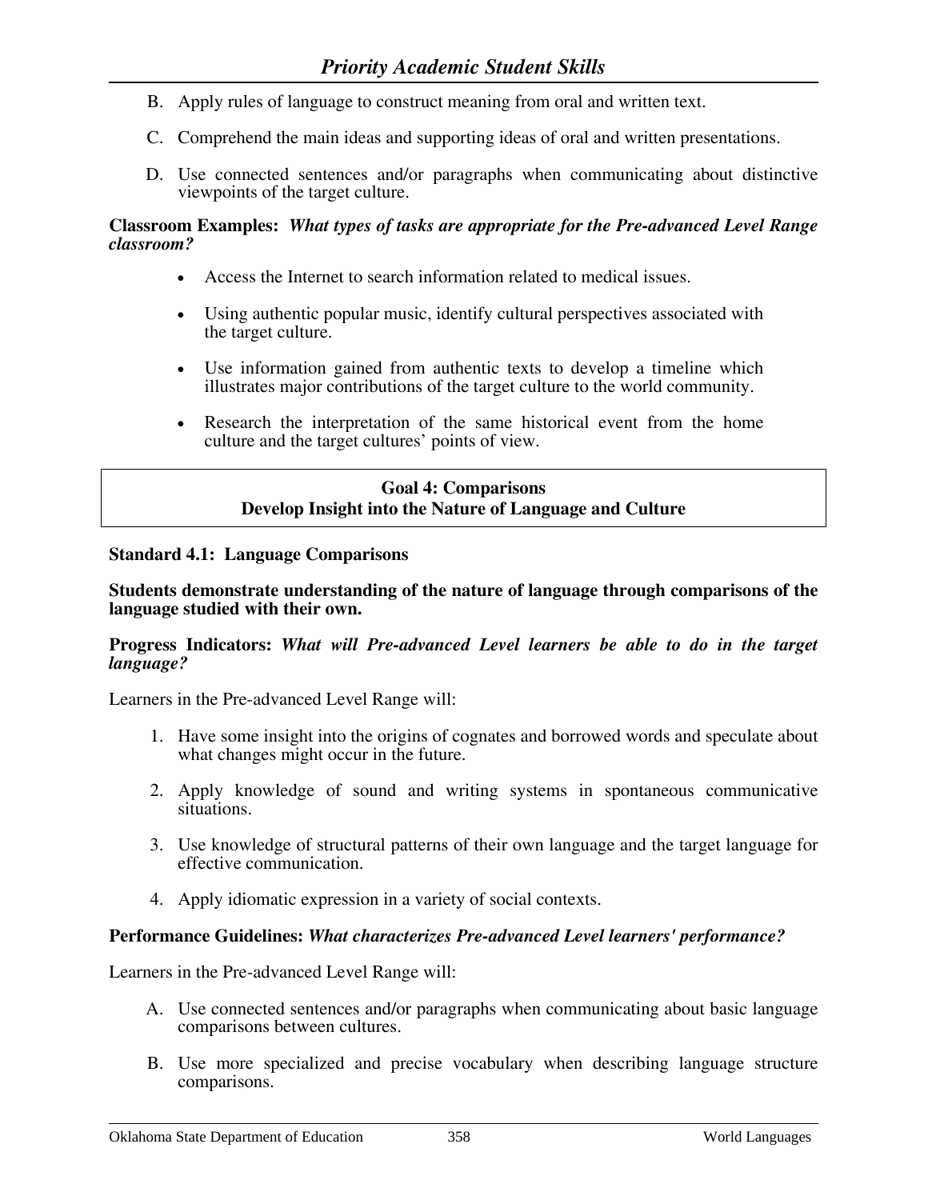B. Apply rules of language to construct meaning from oral and written text.

C. Comprehend the main ideas and supporting ideas of oral and written presentations.

D. Use connected sentences and/or paragraphs when communicating about distinctive viewpoints of the target culture.

**Classroom Examples:** ***What types of tasks are appropriate for the Pre-advanced Level Range classroom?***

- Access the Internet to search information related to medical issues.
- Using authentic popular music, identify cultural perspectives associated with the target culture.
- Use information gained from authentic texts to develop a timeline which illustrates major contributions of the target culture to the world community.
- Research the interpretation of the same historical event from the home culture and the target cultures' points of view.

## Goal 4: Comparisons
## Develop Insight into the Nature of Language and Culture

**Standard 4.1: Language Comparisons**

**Students demonstrate understanding of the nature of language through comparisons of the language studied with their own.**

**Progress Indicators:** ***What will Pre-advanced Level learners be able to do in the target language?***

Learners in the Pre-advanced Level Range will:

1. Have some insight into the origins of cognates and borrowed words and speculate about what changes might occur in the future.
2. Apply knowledge of sound and writing systems in spontaneous communicative situations.
3. Use knowledge of structural patterns of their own language and the target language for effective communication.
4. Apply idiomatic expression in a variety of social contexts.

**Performance Guidelines:** ***What characterizes Pre-advanced Level learners' performance?***

Learners in the Pre-advanced Level Range will:

A. Use connected sentences and/or paragraphs when communicating about basic language comparisons between cultures.

B. Use more specialized and precise vocabulary when describing language structure comparisons.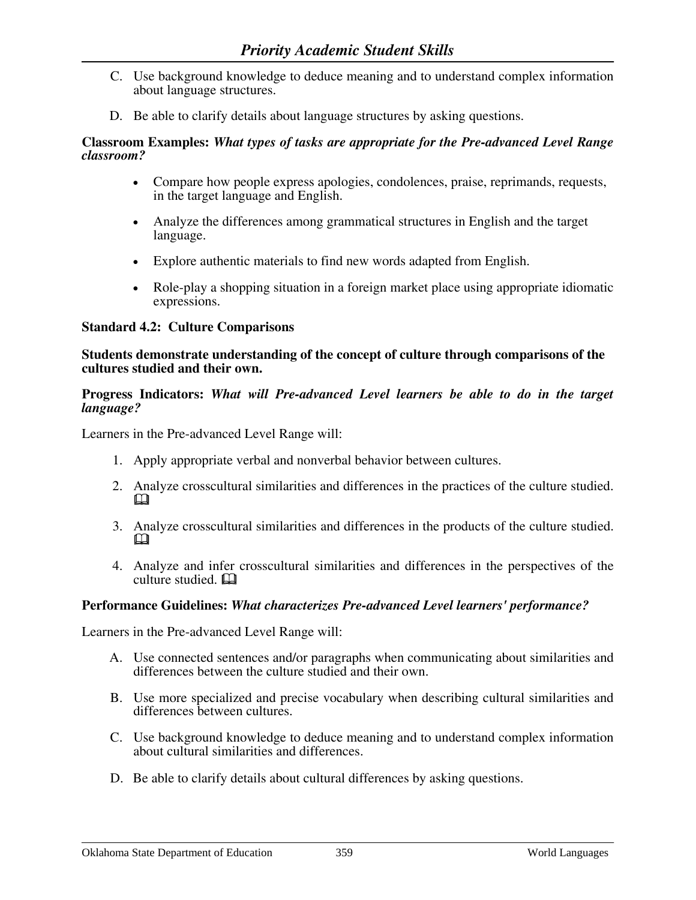C. Use background knowledge to deduce meaning and to understand complex information about language structures.

D. Be able to clarify details about language structures by asking questions.

**Classroom Examples:** ***What types of tasks are appropriate for the Pre-advanced Level Range classroom?***

- Compare how people express apologies, condolences, praise, reprimands, requests, in the target language and English.
- Analyze the differences among grammatical structures in English and the target language.
- Explore authentic materials to find new words adapted from English.
- Role-play a shopping situation in a foreign market place using appropriate idiomatic expressions.

**Standard 4.2: Culture Comparisons**

**Students demonstrate understanding of the concept of culture through comparisons of the cultures studied and their own.**

**Progress Indicators:** ***What will Pre-advanced Level learners be able to do in the target language?***

Learners in the Pre-advanced Level Range will:

1. Apply appropriate verbal and nonverbal behavior between cultures.
2. Analyze crosscultural similarities and differences in the practices of the culture studied. 🕮
3. Analyze crosscultural similarities and differences in the products of the culture studied. 🕮
4. Analyze and infer crosscultural similarities and differences in the perspectives of the culture studied. 🕮

**Performance Guidelines:** ***What characterizes Pre-advanced Level learners' performance?***

Learners in the Pre-advanced Level Range will:

A. Use connected sentences and/or paragraphs when communicating about similarities and differences between the culture studied and their own.

B. Use more specialized and precise vocabulary when describing cultural similarities and differences between cultures.

C. Use background knowledge to deduce meaning and to understand complex information about cultural similarities and differences.

D. Be able to clarify details about cultural differences by asking questions.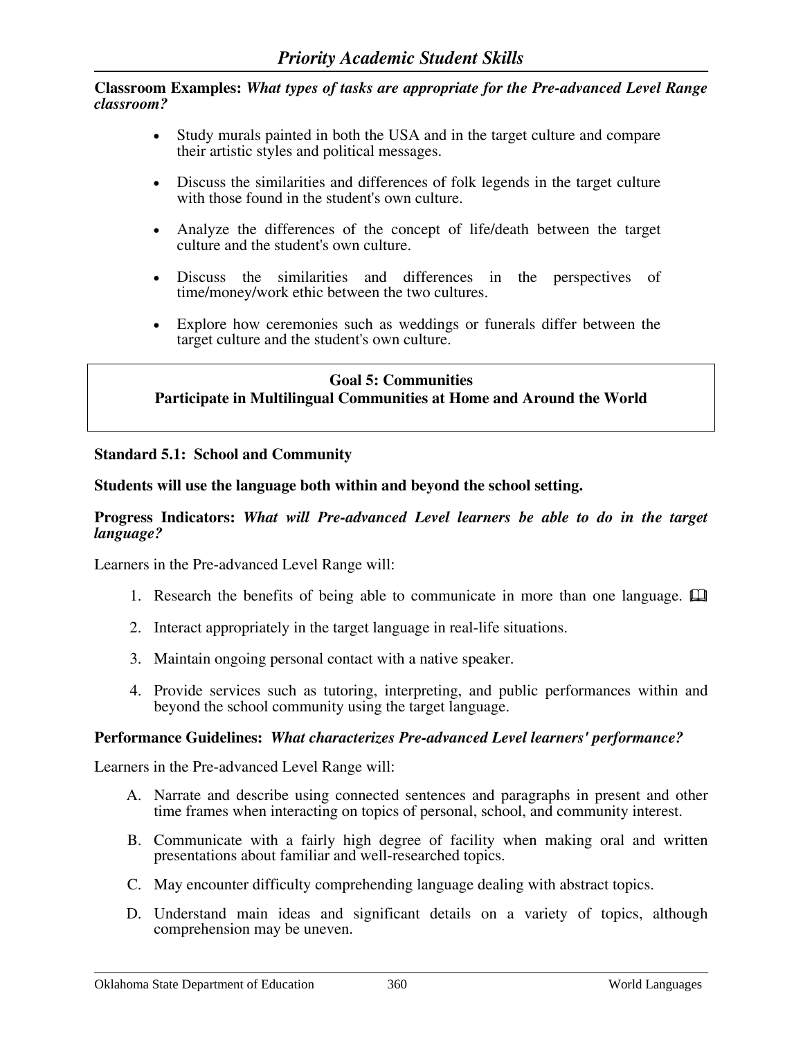**Classroom Examples:** ***What types of tasks are appropriate for the Pre-advanced Level Range classroom?***

- Study murals painted in both the USA and in the target culture and compare their artistic styles and political messages.
- Discuss the similarities and differences of folk legends in the target culture with those found in the student's own culture.
- Analyze the differences of the concept of life/death between the target culture and the student's own culture.
- Discuss the similarities and differences in the perspectives of time/money/work ethic between the two cultures.
- Explore how ceremonies such as weddings or funerals differ between the target culture and the student's own culture.

## Goal 5: Communities
## Participate in Multilingual Communities at Home and Around the World

### Standard 5.1: School and Community

**Students will use the language both within and beyond the school setting.**

**Progress Indicators:** ***What will Pre-advanced Level learners be able to do in the target language?***

Learners in the Pre-advanced Level Range will:

1. Research the benefits of being able to communicate in more than one language. 📖
2. Interact appropriately in the target language in real-life situations.
3. Maintain ongoing personal contact with a native speaker.
4. Provide services such as tutoring, interpreting, and public performances within and beyond the school community using the target language.

**Performance Guidelines:** ***What characterizes Pre-advanced Level learners' performance?***

Learners in the Pre-advanced Level Range will:

A. Narrate and describe using connected sentences and paragraphs in present and other time frames when interacting on topics of personal, school, and community interest.

B. Communicate with a fairly high degree of facility when making oral and written presentations about familiar and well-researched topics.

C. May encounter difficulty comprehending language dealing with abstract topics.

D. Understand main ideas and significant details on a variety of topics, although comprehension may be uneven.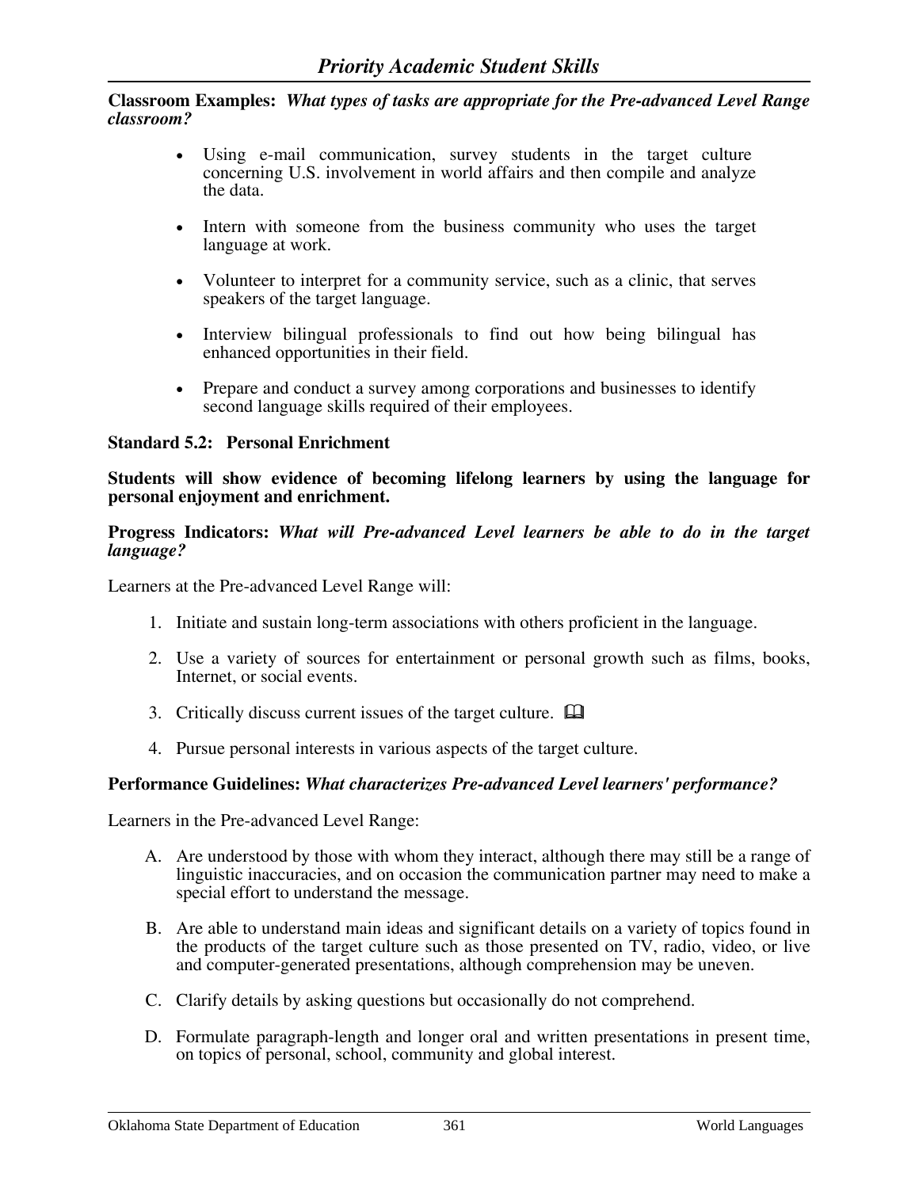**Classroom Examples:** ***What types of tasks are appropriate for the Pre-advanced Level Range classroom?***

- Using e-mail communication, survey students in the target culture concerning U.S. involvement in world affairs and then compile and analyze the data.
- Intern with someone from the business community who uses the target language at work.
- Volunteer to interpret for a community service, such as a clinic, that serves speakers of the target language.
- Interview bilingual professionals to find out how being bilingual has enhanced opportunities in their field.
- Prepare and conduct a survey among corporations and businesses to identify second language skills required of their employees.

**Standard 5.2: Personal Enrichment**

**Students will show evidence of becoming lifelong learners by using the language for personal enjoyment and enrichment.**

**Progress Indicators:** ***What will Pre-advanced Level learners be able to do in the target language?***

Learners at the Pre-advanced Level Range will:

1. Initiate and sustain long-term associations with others proficient in the language.
2. Use a variety of sources for entertainment or personal growth such as films, books, Internet, or social events.
3. Critically discuss current issues of the target culture. 📖
4. Pursue personal interests in various aspects of the target culture.

**Performance Guidelines:** ***What characterizes Pre-advanced Level learners' performance?***

Learners in the Pre-advanced Level Range:

A. Are understood by those with whom they interact, although there may still be a range of linguistic inaccuracies, and on occasion the communication partner may need to make a special effort to understand the message.

B. Are able to understand main ideas and significant details on a variety of topics found in the products of the target culture such as those presented on TV, radio, video, or live and computer-generated presentations, although comprehension may be uneven.

C. Clarify details by asking questions but occasionally do not comprehend.

D. Formulate paragraph-length and longer oral and written presentations in present time, on topics of personal, school, community and global interest.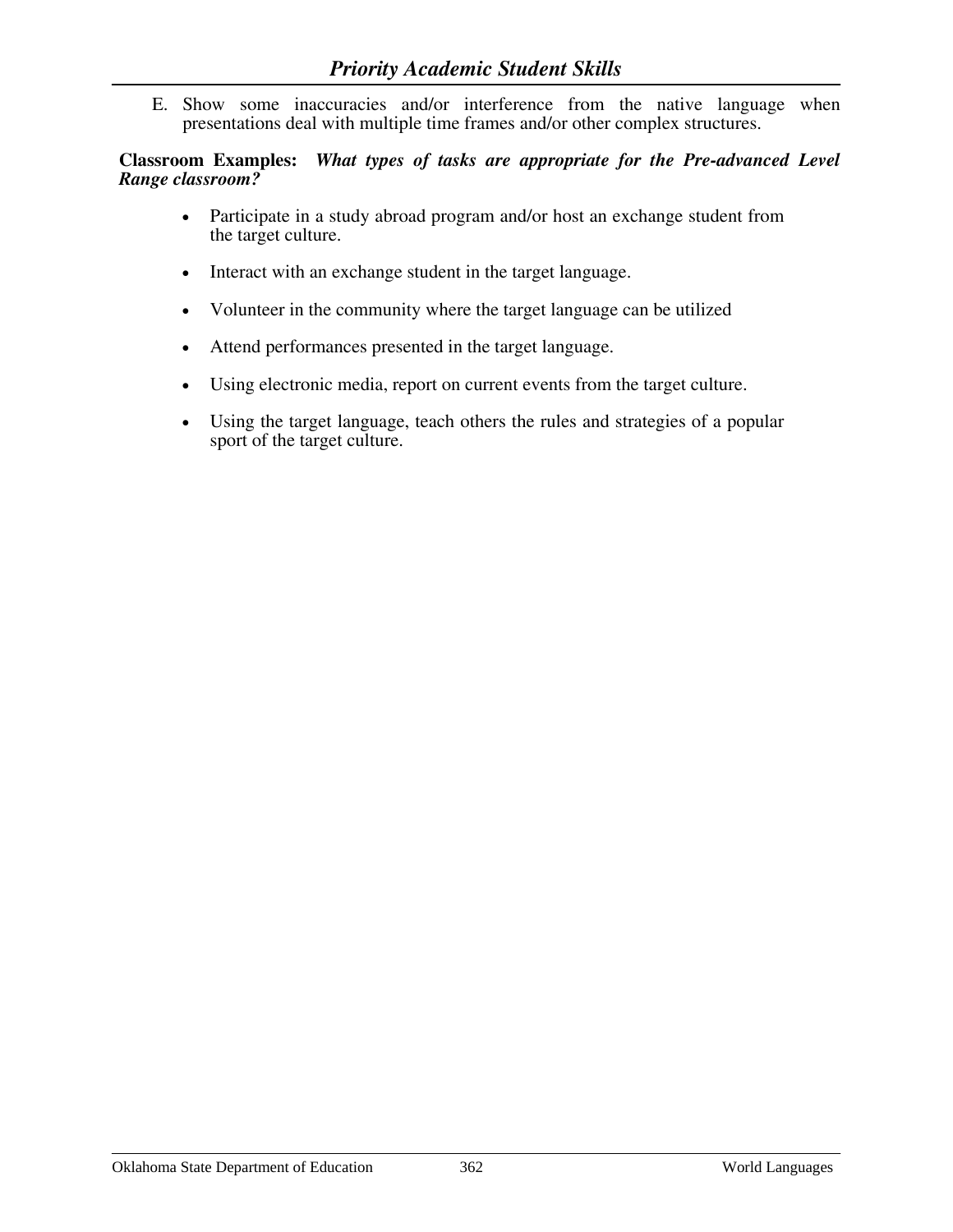E. Show some inaccuracies and/or interference from the native language when presentations deal with multiple time frames and/or other complex structures.

**Classroom Examples:** ***What types of tasks are appropriate for the Pre-advanced Level Range classroom?***

- Participate in a study abroad program and/or host an exchange student from the target culture.
- Interact with an exchange student in the target language.
- Volunteer in the community where the target language can be utilized
- Attend performances presented in the target language.
- Using electronic media, report on current events from the target culture.
- Using the target language, teach others the rules and strategies of a popular sport of the target culture.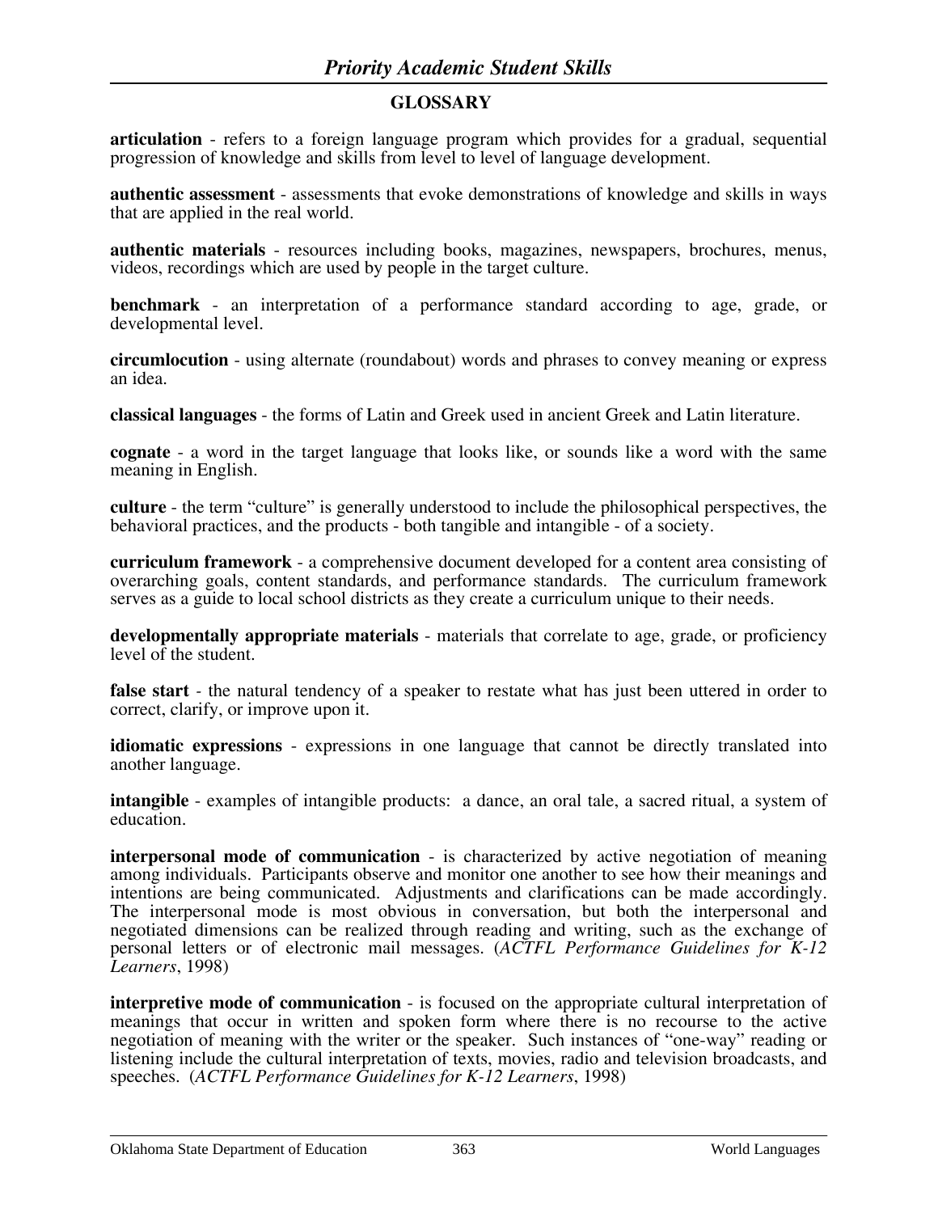## GLOSSARY

**articulation** - refers to a foreign language program which provides for a gradual, sequential progression of knowledge and skills from level to level of language development.

**authentic assessment** - assessments that evoke demonstrations of knowledge and skills in ways that are applied in the real world.

**authentic materials** - resources including books, magazines, newspapers, brochures, menus, videos, recordings which are used by people in the target culture.

**benchmark** - an interpretation of a performance standard according to age, grade, or developmental level.

**circumlocution** - using alternate (roundabout) words and phrases to convey meaning or express an idea.

**classical languages** - the forms of Latin and Greek used in ancient Greek and Latin literature.

**cognate** - a word in the target language that looks like, or sounds like a word with the same meaning in English.

**culture** - the term "culture" is generally understood to include the philosophical perspectives, the behavioral practices, and the products - both tangible and intangible - of a society.

**curriculum framework** - a comprehensive document developed for a content area consisting of overarching goals, content standards, and performance standards. The curriculum framework serves as a guide to local school districts as they create a curriculum unique to their needs.

**developmentally appropriate materials** - materials that correlate to age, grade, or proficiency level of the student.

**false start** - the natural tendency of a speaker to restate what has just been uttered in order to correct, clarify, or improve upon it.

**idiomatic expressions** - expressions in one language that cannot be directly translated into another language.

**intangible** - examples of intangible products: a dance, an oral tale, a sacred ritual, a system of education.

**interpersonal mode of communication** - is characterized by active negotiation of meaning among individuals. Participants observe and monitor one another to see how their meanings and intentions are being communicated. Adjustments and clarifications can be made accordingly. The interpersonal mode is most obvious in conversation, but both the interpersonal and negotiated dimensions can be realized through reading and writing, such as the exchange of personal letters or of electronic mail messages. (*ACTFL Performance Guidelines for K-12 Learners*, 1998)

**interpretive mode of communication** - is focused on the appropriate cultural interpretation of meanings that occur in written and spoken form where there is no recourse to the active negotiation of meaning with the writer or the speaker. Such instances of "one-way" reading or listening include the cultural interpretation of texts, movies, radio and television broadcasts, and speeches. (*ACTFL Performance Guidelines for K-12 Learners*, 1998)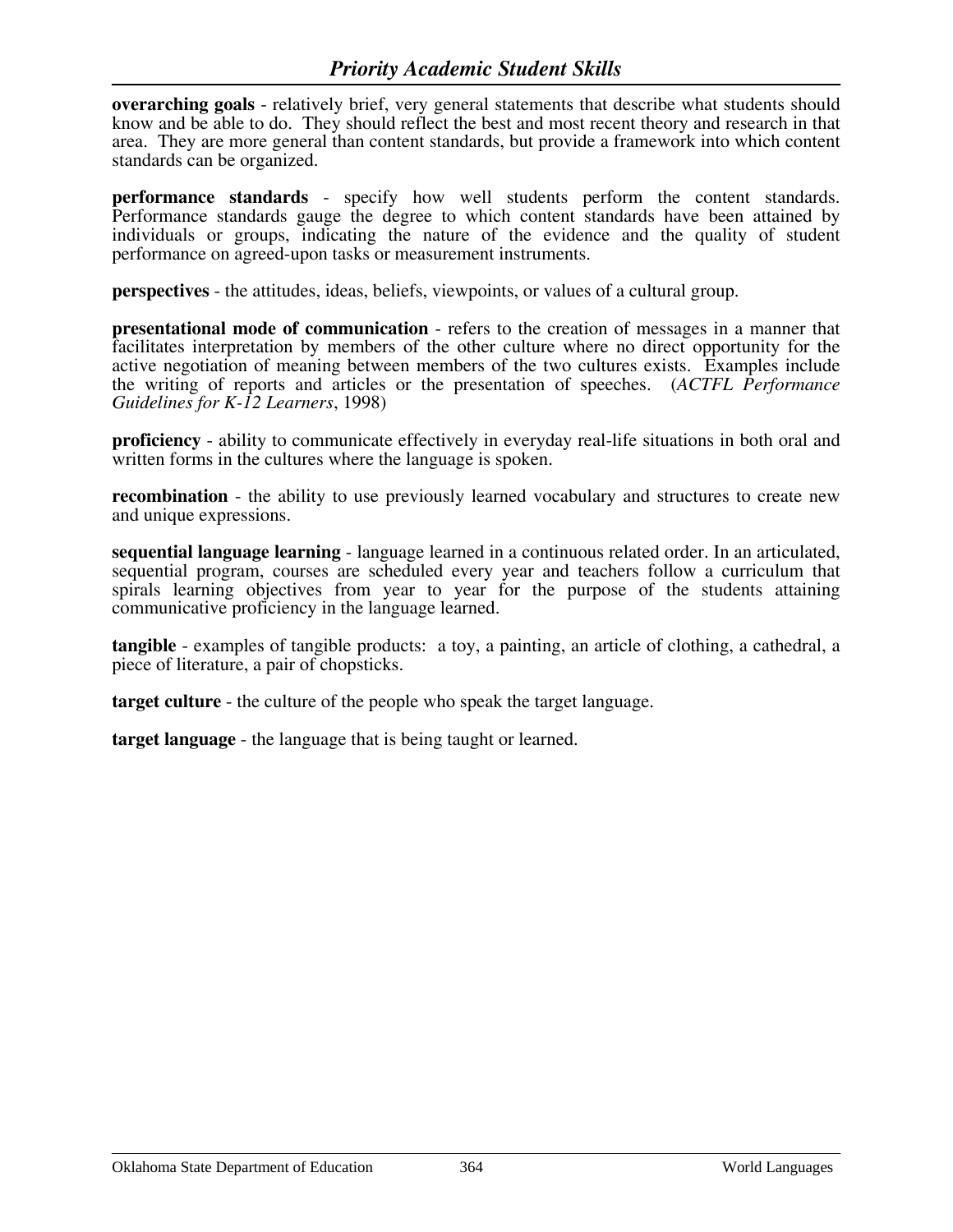**overarching goals** - relatively brief, very general statements that describe what students should know and be able to do. They should reflect the best and most recent theory and research in that area. They are more general than content standards, but provide a framework into which content standards can be organized.

**performance standards** - specify how well students perform the content standards. Performance standards gauge the degree to which content standards have been attained by individuals or groups, indicating the nature of the evidence and the quality of student performance on agreed-upon tasks or measurement instruments.

**perspectives** - the attitudes, ideas, beliefs, viewpoints, or values of a cultural group.

**presentational mode of communication** - refers to the creation of messages in a manner that facilitates interpretation by members of the other culture where no direct opportunity for the active negotiation of meaning between members of the two cultures exists. Examples include the writing of reports and articles or the presentation of speeches. (*ACTFL Performance Guidelines for K-12 Learners*, 1998)

**proficiency** - ability to communicate effectively in everyday real-life situations in both oral and written forms in the cultures where the language is spoken.

**recombination** - the ability to use previously learned vocabulary and structures to create new and unique expressions.

**sequential language learning** - language learned in a continuous related order. In an articulated, sequential program, courses are scheduled every year and teachers follow a curriculum that spirals learning objectives from year to year for the purpose of the students attaining communicative proficiency in the language learned.

**tangible** - examples of tangible products: a toy, a painting, an article of clothing, a cathedral, a piece of literature, a pair of chopsticks.

**target culture** - the culture of the people who speak the target language.

**target language** - the language that is being taught or learned.